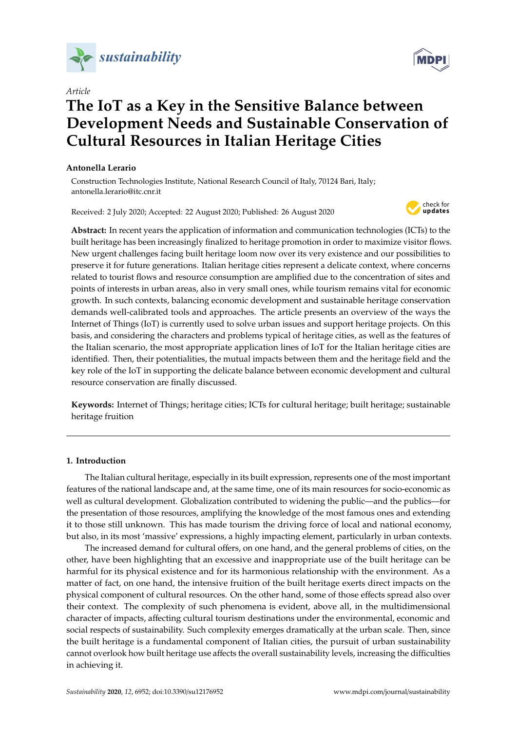*Article*

# The IoT as a Key in the Sensitive Balance between Development Needs and Sustainable Conservation of Cultural Resources in Italian Heritage Cities

**Antonella Lerario**

Construction Technologies Institute, National Research Council of Italy, 70124 Bari, Italy; antonella.lerario@itc.cnr.it

Received: 2 July 2020; Accepted: 22 August 2020; Published: 26 August 2020

**Abstract:** In recent years the application of information and communication technologies (ICTs) to the built heritage has been increasingly finalized to heritage promotion in order to maximize visitor flows. New urgent challenges facing built heritage loom now over its very existence and our possibilities to preserve it for future generations. Italian heritage cities represent a delicate context, where concerns related to tourist flows and resource consumption are amplified due to the concentration of sites and points of interests in urban areas, also in very small ones, while tourism remains vital for economic growth. In such contexts, balancing economic development and sustainable heritage conservation demands well-calibrated tools and approaches. The article presents an overview of the ways the Internet of Things (IoT) is currently used to solve urban issues and support heritage projects. On this basis, and considering the characters and problems typical of heritage cities, as well as the features of the Italian scenario, the most appropriate application lines of IoT for the Italian heritage cities are identified. Then, their potentialities, the mutual impacts between them and the heritage field and the key role of the IoT in supporting the delicate balance between economic development and cultural resource conservation are finally discussed.

**Keywords:** Internet of Things; heritage cities; ICTs for cultural heritage; built heritage; sustainable heritage fruition

## 1. Introduction

The Italian cultural heritage, especially in its built expression, represents one of the most important features of the national landscape and, at the same time, one of its main resources for socio-economic as well as cultural development. Globalization contributed to widening the public—and the publics—for the presentation of those resources, amplifying the knowledge of the most famous ones and extending it to those still unknown. This has made tourism the driving force of local and national economy, but also, in its most 'massive' expressions, a highly impacting element, particularly in urban contexts.

The increased demand for cultural offers, on one hand, and the general problems of cities, on the other, have been highlighting that an excessive and inappropriate use of the built heritage can be harmful for its physical existence and for its harmonious relationship with the environment. As a matter of fact, on one hand, the intensive fruition of the built heritage exerts direct impacts on the physical component of cultural resources. On the other hand, some of those effects spread also over their context. The complexity of such phenomena is evident, above all, in the multidimensional character of impacts, affecting cultural tourism destinations under the environmental, economic and social respects of sustainability. Such complexity emerges dramatically at the urban scale. Then, since the built heritage is a fundamental component of Italian cities, the pursuit of urban sustainability cannot overlook how built heritage use affects the overall sustainability levels, increasing the difficulties in achieving it.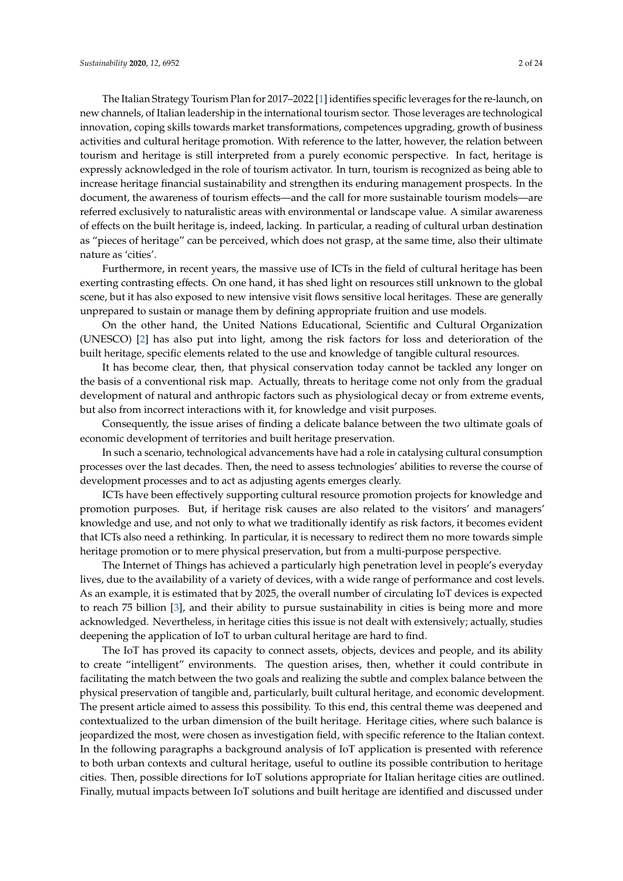The Italian Strategy Tourism Plan for 2017–2022 [1] identifies specific leverages for the re-launch, on new channels, of Italian leadership in the international tourism sector. Those leverages are technological innovation, coping skills towards market transformations, competences upgrading, growth of business activities and cultural heritage promotion. With reference to the latter, however, the relation between tourism and heritage is still interpreted from a purely economic perspective. In fact, heritage is expressly acknowledged in the role of tourism activator. In turn, tourism is recognized as being able to increase heritage financial sustainability and strengthen its enduring management prospects. In the document, the awareness of tourism effects—and the call for more sustainable tourism models—are referred exclusively to naturalistic areas with environmental or landscape value. A similar awareness of effects on the built heritage is, indeed, lacking. In particular, a reading of cultural urban destination as "pieces of heritage" can be perceived, which does not grasp, at the same time, also their ultimate nature as 'cities'.

Furthermore, in recent years, the massive use of ICTs in the field of cultural heritage has been exerting contrasting effects. On one hand, it has shed light on resources still unknown to the global scene, but it has also exposed to new intensive visit flows sensitive local heritages. These are generally unprepared to sustain or manage them by defining appropriate fruition and use models.

On the other hand, the United Nations Educational, Scientific and Cultural Organization (UNESCO) [2] has also put into light, among the risk factors for loss and deterioration of the built heritage, specific elements related to the use and knowledge of tangible cultural resources.

It has become clear, then, that physical conservation today cannot be tackled any longer on the basis of a conventional risk map. Actually, threats to heritage come not only from the gradual development of natural and anthropic factors such as physiological decay or from extreme events, but also from incorrect interactions with it, for knowledge and visit purposes.

Consequently, the issue arises of finding a delicate balance between the two ultimate goals of economic development of territories and built heritage preservation.

In such a scenario, technological advancements have had a role in catalysing cultural consumption processes over the last decades. Then, the need to assess technologies' abilities to reverse the course of development processes and to act as adjusting agents emerges clearly.

ICTs have been effectively supporting cultural resource promotion projects for knowledge and promotion purposes. But, if heritage risk causes are also related to the visitors' and managers' knowledge and use, and not only to what we traditionally identify as risk factors, it becomes evident that ICTs also need a rethinking. In particular, it is necessary to redirect them no more towards simple heritage promotion or to mere physical preservation, but from a multi-purpose perspective.

The Internet of Things has achieved a particularly high penetration level in people's everyday lives, due to the availability of a variety of devices, with a wide range of performance and cost levels. As an example, it is estimated that by 2025, the overall number of circulating IoT devices is expected to reach 75 billion [3], and their ability to pursue sustainability in cities is being more and more acknowledged. Nevertheless, in heritage cities this issue is not dealt with extensively; actually, studies deepening the application of IoT to urban cultural heritage are hard to find.

The IoT has proved its capacity to connect assets, objects, devices and people, and its ability to create "intelligent" environments. The question arises, then, whether it could contribute in facilitating the match between the two goals and realizing the subtle and complex balance between the physical preservation of tangible and, particularly, built cultural heritage, and economic development. The present article aimed to assess this possibility. To this end, this central theme was deepened and contextualized to the urban dimension of the built heritage. Heritage cities, where such balance is jeopardized the most, were chosen as investigation field, with specific reference to the Italian context. In the following paragraphs a background analysis of IoT application is presented with reference to both urban contexts and cultural heritage, useful to outline its possible contribution to heritage cities. Then, possible directions for IoT solutions appropriate for Italian heritage cities are outlined. Finally, mutual impacts between IoT solutions and built heritage are identified and discussed under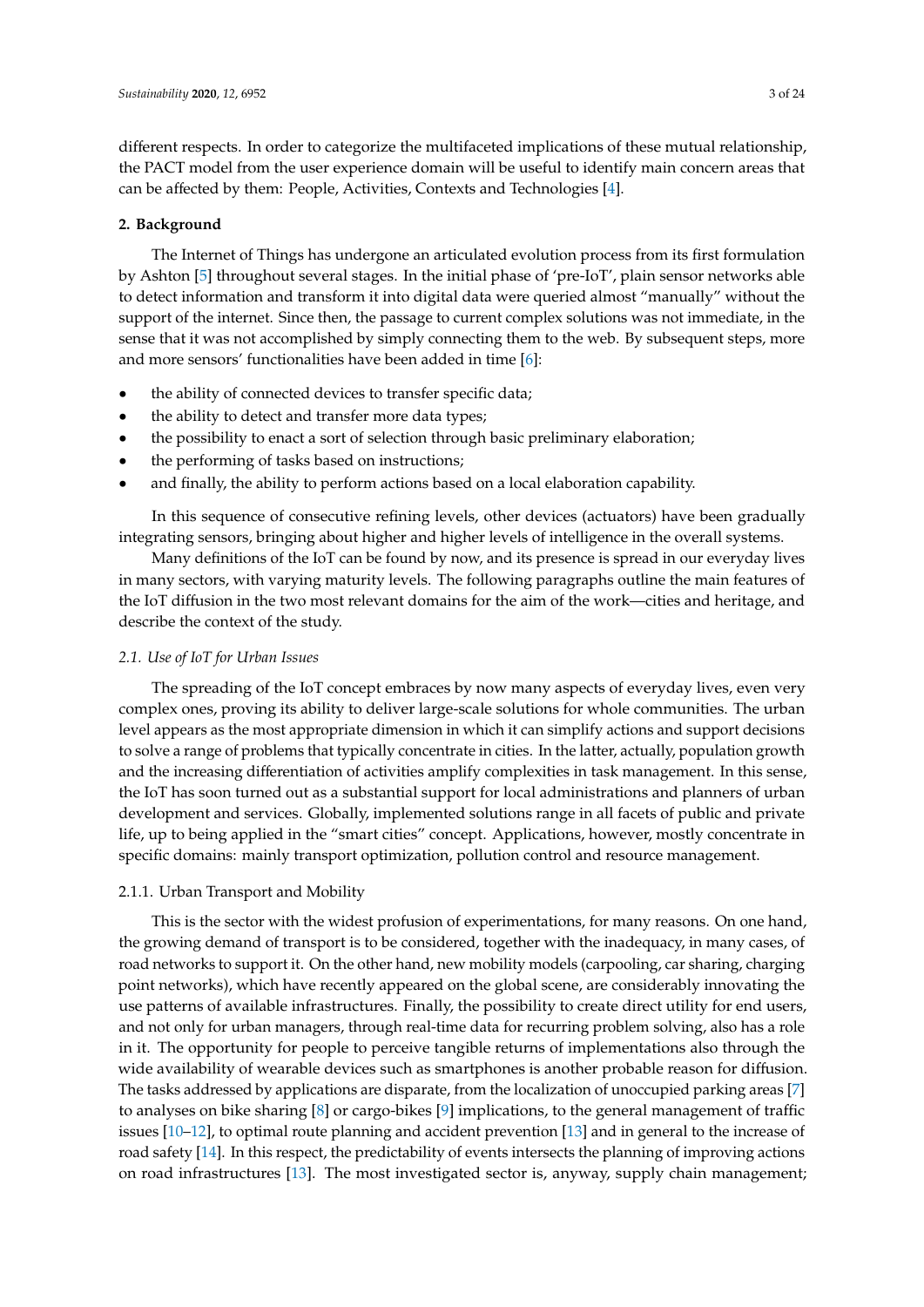different respects. In order to categorize the multifaceted implications of these mutual relationship, the PACT model from the user experience domain will be useful to identify main concern areas that can be affected by them: People, Activities, Contexts and Technologies [4].

## 2. Background

The Internet of Things has undergone an articulated evolution process from its first formulation by Ashton [5] throughout several stages. In the initial phase of 'pre-IoT', plain sensor networks able to detect information and transform it into digital data were queried almost "manually" without the support of the internet. Since then, the passage to current complex solutions was not immediate, in the sense that it was not accomplished by simply connecting them to the web. By subsequent steps, more and more sensors' functionalities have been added in time [6]:

- the ability of connected devices to transfer specific data;
- the ability to detect and transfer more data types;
- the possibility to enact a sort of selection through basic preliminary elaboration;
- the performing of tasks based on instructions;
- and finally, the ability to perform actions based on a local elaboration capability.

In this sequence of consecutive refining levels, other devices (actuators) have been gradually integrating sensors, bringing about higher and higher levels of intelligence in the overall systems.

Many definitions of the IoT can be found by now, and its presence is spread in our everyday lives in many sectors, with varying maturity levels. The following paragraphs outline the main features of the IoT diffusion in the two most relevant domains for the aim of the work—cities and heritage, and describe the context of the study.

### *2.1. Use of IoT for Urban Issues*

The spreading of the IoT concept embraces by now many aspects of everyday lives, even very complex ones, proving its ability to deliver large-scale solutions for whole communities. The urban level appears as the most appropriate dimension in which it can simplify actions and support decisions to solve a range of problems that typically concentrate in cities. In the latter, actually, population growth and the increasing differentiation of activities amplify complexities in task management. In this sense, the IoT has soon turned out as a substantial support for local administrations and planners of urban development and services. Globally, implemented solutions range in all facets of public and private life, up to being applied in the "smart cities" concept. Applications, however, mostly concentrate in specific domains: mainly transport optimization, pollution control and resource management.

#### 2.1.1. Urban Transport and Mobility

This is the sector with the widest profusion of experimentations, for many reasons. On one hand, the growing demand of transport is to be considered, together with the inadequacy, in many cases, of road networks to support it. On the other hand, new mobility models (carpooling, car sharing, charging point networks), which have recently appeared on the global scene, are considerably innovating the use patterns of available infrastructures. Finally, the possibility to create direct utility for end users, and not only for urban managers, through real-time data for recurring problem solving, also has a role in it. The opportunity for people to perceive tangible returns of implementations also through the wide availability of wearable devices such as smartphones is another probable reason for diffusion. The tasks addressed by applications are disparate, from the localization of unoccupied parking areas [7] to analyses on bike sharing [8] or cargo-bikes [9] implications, to the general management of traffic issues [10–12], to optimal route planning and accident prevention [13] and in general to the increase of road safety [14]. In this respect, the predictability of events intersects the planning of improving actions on road infrastructures [13]. The most investigated sector is, anyway, supply chain management;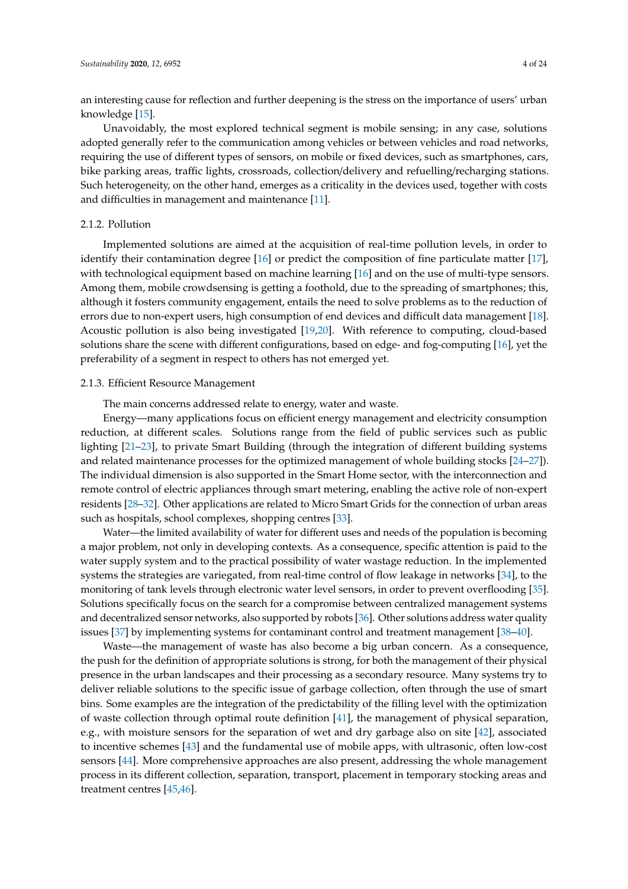an interesting cause for reflection and further deepening is the stress on the importance of users' urban knowledge [15].

Unavoidably, the most explored technical segment is mobile sensing; in any case, solutions adopted generally refer to the communication among vehicles or between vehicles and road networks, requiring the use of different types of sensors, on mobile or fixed devices, such as smartphones, cars, bike parking areas, traffic lights, crossroads, collection/delivery and refuelling/recharging stations. Such heterogeneity, on the other hand, emerges as a criticality in the devices used, together with costs and difficulties in management and maintenance [11].

#### 2.1.2. Pollution

Implemented solutions are aimed at the acquisition of real-time pollution levels, in order to identify their contamination degree [16] or predict the composition of fine particulate matter [17], with technological equipment based on machine learning [16] and on the use of multi-type sensors. Among them, mobile crowdsensing is getting a foothold, due to the spreading of smartphones; this, although it fosters community engagement, entails the need to solve problems as to the reduction of errors due to non-expert users, high consumption of end devices and difficult data management [18]. Acoustic pollution is also being investigated [19,20]. With reference to computing, cloud-based solutions share the scene with different configurations, based on edge- and fog-computing [16], yet the preferability of a segment in respect to others has not emerged yet.

#### 2.1.3. Efficient Resource Management

The main concerns addressed relate to energy, water and waste.

Energy—many applications focus on efficient energy management and electricity consumption reduction, at different scales. Solutions range from the field of public services such as public lighting [21–23], to private Smart Building (through the integration of different building systems and related maintenance processes for the optimized management of whole building stocks [24–27]). The individual dimension is also supported in the Smart Home sector, with the interconnection and remote control of electric appliances through smart metering, enabling the active role of non-expert residents [28–32]. Other applications are related to Micro Smart Grids for the connection of urban areas such as hospitals, school complexes, shopping centres [33].

Water—the limited availability of water for different uses and needs of the population is becoming a major problem, not only in developing contexts. As a consequence, specific attention is paid to the water supply system and to the practical possibility of water wastage reduction. In the implemented systems the strategies are variegated, from real-time control of flow leakage in networks [34], to the monitoring of tank levels through electronic water level sensors, in order to prevent overflooding [35]. Solutions specifically focus on the search for a compromise between centralized management systems and decentralized sensor networks, also supported by robots [36]. Other solutions address water quality issues [37] by implementing systems for contaminant control and treatment management [38–40].

Waste—the management of waste has also become a big urban concern. As a consequence, the push for the definition of appropriate solutions is strong, for both the management of their physical presence in the urban landscapes and their processing as a secondary resource. Many systems try to deliver reliable solutions to the specific issue of garbage collection, often through the use of smart bins. Some examples are the integration of the predictability of the filling level with the optimization of waste collection through optimal route definition [41], the management of physical separation, e.g., with moisture sensors for the separation of wet and dry garbage also on site [42], associated to incentive schemes [43] and the fundamental use of mobile apps, with ultrasonic, often low-cost sensors [44]. More comprehensive approaches are also present, addressing the whole management process in its different collection, separation, transport, placement in temporary stocking areas and treatment centres [45,46].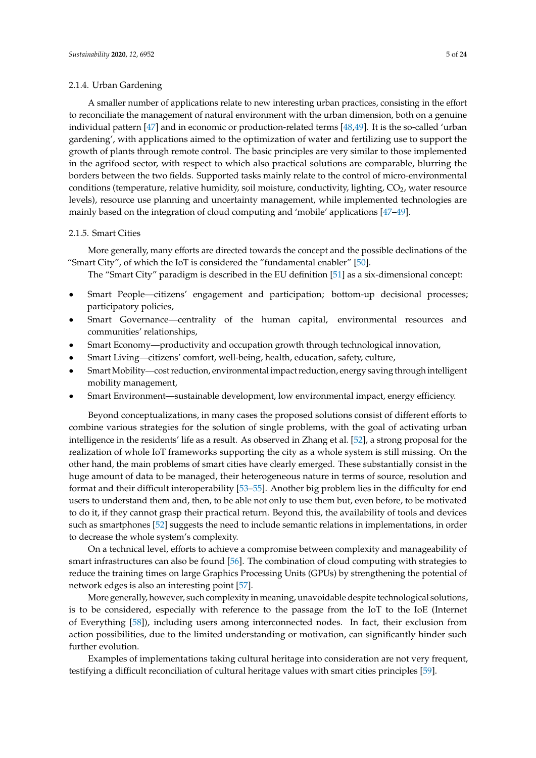#### 2.1.4. Urban Gardening

A smaller number of applications relate to new interesting urban practices, consisting in the effort to reconciliate the management of natural environment with the urban dimension, both on a genuine individual pattern [47] and in economic or production-related terms [48,49]. It is the so-called 'urban gardening', with applications aimed to the optimization of water and fertilizing use to support the growth of plants through remote control. The basic principles are very similar to those implemented in the agrifood sector, with respect to which also practical solutions are comparable, blurring the borders between the two fields. Supported tasks mainly relate to the control of micro-environmental conditions (temperature, relative humidity, soil moisture, conductivity, lighting, $CO_2$, water resource levels), resource use planning and uncertainty management, while implemented technologies are mainly based on the integration of cloud computing and 'mobile' applications [47–49].

#### 2.1.5. Smart Cities

More generally, many efforts are directed towards the concept and the possible declinations of the "Smart City", of which the IoT is considered the "fundamental enabler" [50].

The "Smart City" paradigm is described in the EU definition [51] as a six-dimensional concept:

- Smart People—citizens' engagement and participation; bottom-up decisional processes; participatory policies,
- Smart Governance—centrality of the human capital, environmental resources and communities' relationships,
- Smart Economy—productivity and occupation growth through technological innovation,
- Smart Living—citizens' comfort, well-being, health, education, safety, culture,
- Smart Mobility—cost reduction, environmental impact reduction, energy saving through intelligent mobility management,
- Smart Environment—sustainable development, low environmental impact, energy efficiency.

Beyond conceptualizations, in many cases the proposed solutions consist of different efforts to combine various strategies for the solution of single problems, with the goal of activating urban intelligence in the residents' life as a result. As observed in Zhang et al. [52], a strong proposal for the realization of whole IoT frameworks supporting the city as a whole system is still missing. On the other hand, the main problems of smart cities have clearly emerged. These substantially consist in the huge amount of data to be managed, their heterogeneous nature in terms of source, resolution and format and their difficult interoperability [53–55]. Another big problem lies in the difficulty for end users to understand them and, then, to be able not only to use them but, even before, to be motivated to do it, if they cannot grasp their practical return. Beyond this, the availability of tools and devices such as smartphones [52] suggests the need to include semantic relations in implementations, in order to decrease the whole system's complexity.

On a technical level, efforts to achieve a compromise between complexity and manageability of smart infrastructures can also be found [56]. The combination of cloud computing with strategies to reduce the training times on large Graphics Processing Units (GPUs) by strengthening the potential of network edges is also an interesting point [57].

More generally, however, such complexity in meaning, unavoidable despite technological solutions, is to be considered, especially with reference to the passage from the IoT to the IoE (Internet of Everything [58]), including users among interconnected nodes. In fact, their exclusion from action possibilities, due to the limited understanding or motivation, can significantly hinder such further evolution.

Examples of implementations taking cultural heritage into consideration are not very frequent, testifying a difficult reconciliation of cultural heritage values with smart cities principles [59].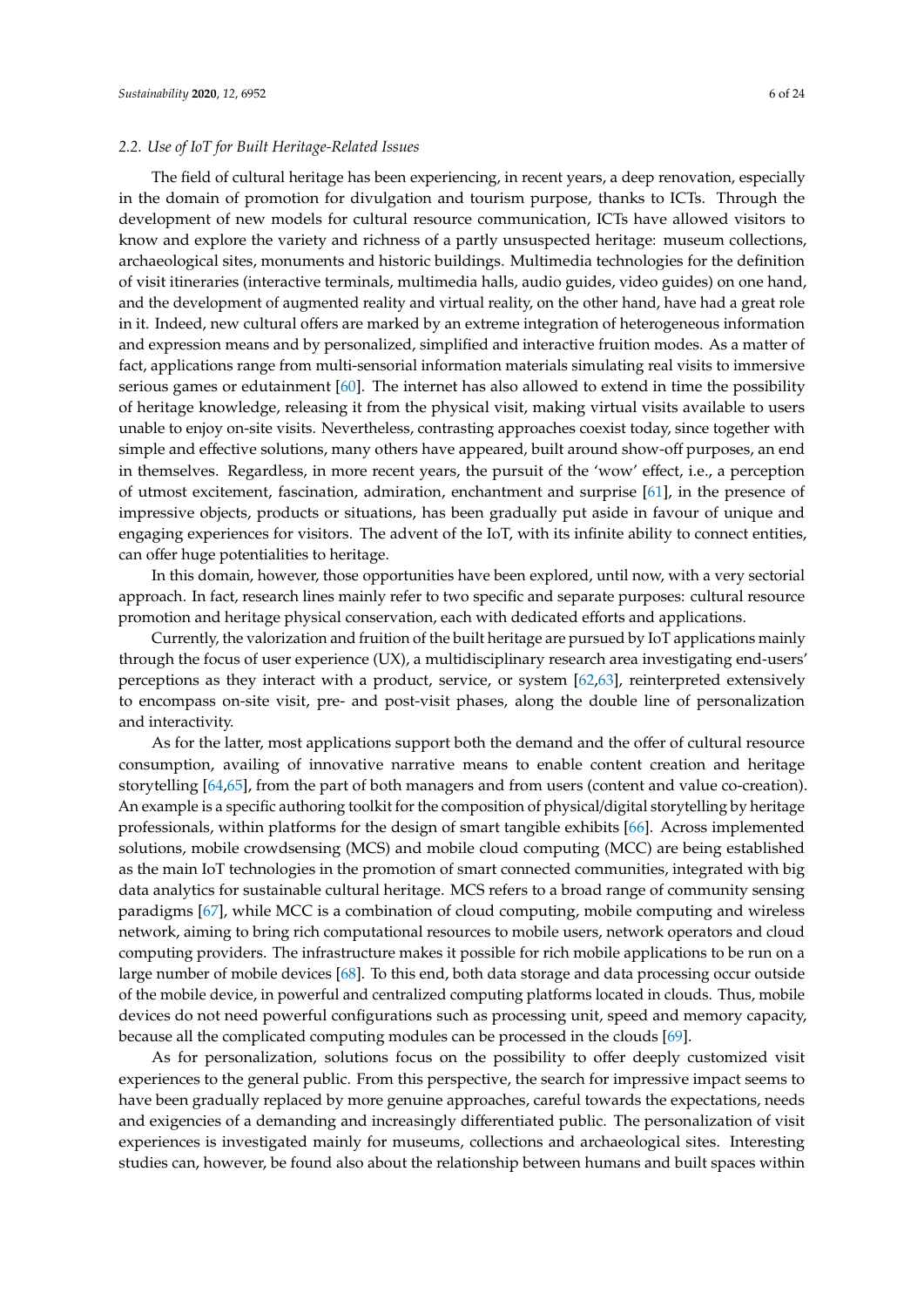### 2.2. Use of IoT for Built Heritage-Related Issues

The field of cultural heritage has been experiencing, in recent years, a deep renovation, especially in the domain of promotion for divulgation and tourism purpose, thanks to ICTs. Through the development of new models for cultural resource communication, ICTs have allowed visitors to know and explore the variety and richness of a partly unsuspected heritage: museum collections, archaeological sites, monuments and historic buildings. Multimedia technologies for the definition of visit itineraries (interactive terminals, multimedia halls, audio guides, video guides) on one hand, and the development of augmented reality and virtual reality, on the other hand, have had a great role in it. Indeed, new cultural offers are marked by an extreme integration of heterogeneous information and expression means and by personalized, simplified and interactive fruition modes. As a matter of fact, applications range from multi-sensorial information materials simulating real visits to immersive serious games or edutainment [60]. The internet has also allowed to extend in time the possibility of heritage knowledge, releasing it from the physical visit, making virtual visits available to users unable to enjoy on-site visits. Nevertheless, contrasting approaches coexist today, since together with simple and effective solutions, many others have appeared, built around show-off purposes, an end in themselves. Regardless, in more recent years, the pursuit of the 'wow' effect, i.e., a perception of utmost excitement, fascination, admiration, enchantment and surprise [61], in the presence of impressive objects, products or situations, has been gradually put aside in favour of unique and engaging experiences for visitors. The advent of the IoT, with its infinite ability to connect entities, can offer huge potentialities to heritage.

In this domain, however, those opportunities have been explored, until now, with a very sectorial approach. In fact, research lines mainly refer to two specific and separate purposes: cultural resource promotion and heritage physical conservation, each with dedicated efforts and applications.

Currently, the valorization and fruition of the built heritage are pursued by IoT applications mainly through the focus of user experience (UX), a multidisciplinary research area investigating end-users' perceptions as they interact with a product, service, or system [62,63], reinterpreted extensively to encompass on-site visit, pre- and post-visit phases, along the double line of personalization and interactivity.

As for the latter, most applications support both the demand and the offer of cultural resource consumption, availing of innovative narrative means to enable content creation and heritage storytelling [64,65], from the part of both managers and from users (content and value co-creation). An example is a specific authoring toolkit for the composition of physical/digital storytelling by heritage professionals, within platforms for the design of smart tangible exhibits [66]. Across implemented solutions, mobile crowdsensing (MCS) and mobile cloud computing (MCC) are being established as the main IoT technologies in the promotion of smart connected communities, integrated with big data analytics for sustainable cultural heritage. MCS refers to a broad range of community sensing paradigms [67], while MCC is a combination of cloud computing, mobile computing and wireless network, aiming to bring rich computational resources to mobile users, network operators and cloud computing providers. The infrastructure makes it possible for rich mobile applications to be run on a large number of mobile devices [68]. To this end, both data storage and data processing occur outside of the mobile device, in powerful and centralized computing platforms located in clouds. Thus, mobile devices do not need powerful configurations such as processing unit, speed and memory capacity, because all the complicated computing modules can be processed in the clouds [69].

As for personalization, solutions focus on the possibility to offer deeply customized visit experiences to the general public. From this perspective, the search for impressive impact seems to have been gradually replaced by more genuine approaches, careful towards the expectations, needs and exigencies of a demanding and increasingly differentiated public. The personalization of visit experiences is investigated mainly for museums, collections and archaeological sites. Interesting studies can, however, be found also about the relationship between humans and built spaces within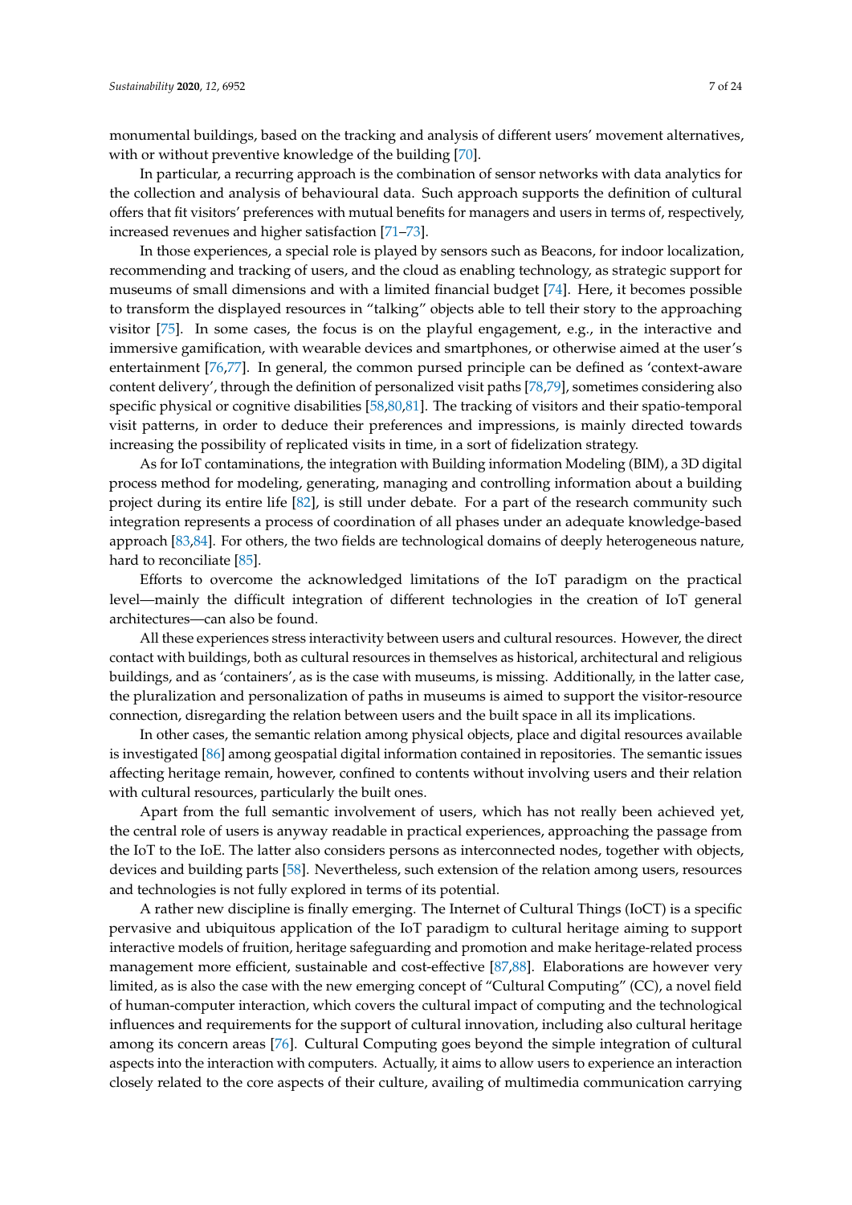monumental buildings, based on the tracking and analysis of different users' movement alternatives, with or without preventive knowledge of the building [70].

In particular, a recurring approach is the combination of sensor networks with data analytics for the collection and analysis of behavioural data. Such approach supports the definition of cultural offers that fit visitors' preferences with mutual benefits for managers and users in terms of, respectively, increased revenues and higher satisfaction [71–73].

In those experiences, a special role is played by sensors such as Beacons, for indoor localization, recommending and tracking of users, and the cloud as enabling technology, as strategic support for museums of small dimensions and with a limited financial budget [74]. Here, it becomes possible to transform the displayed resources in "talking" objects able to tell their story to the approaching visitor [75]. In some cases, the focus is on the playful engagement, e.g., in the interactive and immersive gamification, with wearable devices and smartphones, or otherwise aimed at the user's entertainment [76,77]. In general, the common pursed principle can be defined as 'context-aware content delivery', through the definition of personalized visit paths [78,79], sometimes considering also specific physical or cognitive disabilities [58,80,81]. The tracking of visitors and their spatio-temporal visit patterns, in order to deduce their preferences and impressions, is mainly directed towards increasing the possibility of replicated visits in time, in a sort of fidelization strategy.

As for IoT contaminations, the integration with Building information Modeling (BIM), a 3D digital process method for modeling, generating, managing and controlling information about a building project during its entire life [82], is still under debate. For a part of the research community such integration represents a process of coordination of all phases under an adequate knowledge-based approach [83,84]. For others, the two fields are technological domains of deeply heterogeneous nature, hard to reconciliate [85].

Efforts to overcome the acknowledged limitations of the IoT paradigm on the practical level—mainly the difficult integration of different technologies in the creation of IoT general architectures—can also be found.

All these experiences stress interactivity between users and cultural resources. However, the direct contact with buildings, both as cultural resources in themselves as historical, architectural and religious buildings, and as 'containers', as is the case with museums, is missing. Additionally, in the latter case, the pluralization and personalization of paths in museums is aimed to support the visitor-resource connection, disregarding the relation between users and the built space in all its implications.

In other cases, the semantic relation among physical objects, place and digital resources available is investigated [86] among geospatial digital information contained in repositories. The semantic issues affecting heritage remain, however, confined to contents without involving users and their relation with cultural resources, particularly the built ones.

Apart from the full semantic involvement of users, which has not really been achieved yet, the central role of users is anyway readable in practical experiences, approaching the passage from the IoT to the IoE. The latter also considers persons as interconnected nodes, together with objects, devices and building parts [58]. Nevertheless, such extension of the relation among users, resources and technologies is not fully explored in terms of its potential.

A rather new discipline is finally emerging. The Internet of Cultural Things (IoCT) is a specific pervasive and ubiquitous application of the IoT paradigm to cultural heritage aiming to support interactive models of fruition, heritage safeguarding and promotion and make heritage-related process management more efficient, sustainable and cost-effective [87,88]. Elaborations are however very limited, as is also the case with the new emerging concept of "Cultural Computing" (CC), a novel field of human-computer interaction, which covers the cultural impact of computing and the technological influences and requirements for the support of cultural innovation, including also cultural heritage among its concern areas [76]. Cultural Computing goes beyond the simple integration of cultural aspects into the interaction with computers. Actually, it aims to allow users to experience an interaction closely related to the core aspects of their culture, availing of multimedia communication carrying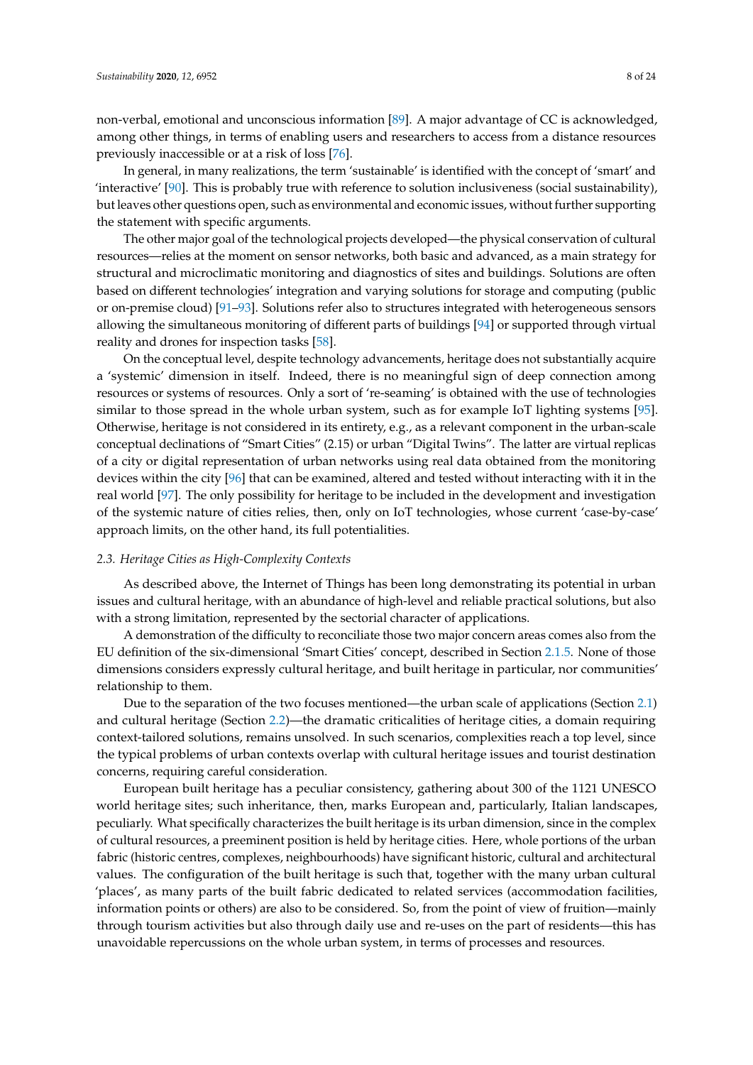non-verbal, emotional and unconscious information [89]. A major advantage of CC is acknowledged, among other things, in terms of enabling users and researchers to access from a distance resources previously inaccessible or at a risk of loss [76].

In general, in many realizations, the term 'sustainable' is identified with the concept of 'smart' and 'interactive' [90]. This is probably true with reference to solution inclusiveness (social sustainability), but leaves other questions open, such as environmental and economic issues, without further supporting the statement with specific arguments.

The other major goal of the technological projects developed—the physical conservation of cultural resources—relies at the moment on sensor networks, both basic and advanced, as a main strategy for structural and microclimatic monitoring and diagnostics of sites and buildings. Solutions are often based on different technologies' integration and varying solutions for storage and computing (public or on-premise cloud) [91–93]. Solutions refer also to structures integrated with heterogeneous sensors allowing the simultaneous monitoring of different parts of buildings [94] or supported through virtual reality and drones for inspection tasks [58].

On the conceptual level, despite technology advancements, heritage does not substantially acquire a 'systemic' dimension in itself. Indeed, there is no meaningful sign of deep connection among resources or systems of resources. Only a sort of 're-seaming' is obtained with the use of technologies similar to those spread in the whole urban system, such as for example IoT lighting systems [95]. Otherwise, heritage is not considered in its entirety, e.g., as a relevant component in the urban-scale conceptual declinations of "Smart Cities" (2.15) or urban "Digital Twins". The latter are virtual replicas of a city or digital representation of urban networks using real data obtained from the monitoring devices within the city [96] that can be examined, altered and tested without interacting with it in the real world [97]. The only possibility for heritage to be included in the development and investigation of the systemic nature of cities relies, then, only on IoT technologies, whose current 'case-by-case' approach limits, on the other hand, its full potentialities.

### *2.3. Heritage Cities as High-Complexity Contexts*

As described above, the Internet of Things has been long demonstrating its potential in urban issues and cultural heritage, with an abundance of high-level and reliable practical solutions, but also with a strong limitation, represented by the sectorial character of applications.

A demonstration of the difficulty to reconciliate those two major concern areas comes also from the EU definition of the six-dimensional 'Smart Cities' concept, described in Section 2.1.5. None of those dimensions considers expressly cultural heritage, and built heritage in particular, nor communities' relationship to them.

Due to the separation of the two focuses mentioned—the urban scale of applications (Section 2.1) and cultural heritage (Section 2.2)—the dramatic criticalities of heritage cities, a domain requiring context-tailored solutions, remains unsolved. In such scenarios, complexities reach a top level, since the typical problems of urban contexts overlap with cultural heritage issues and tourist destination concerns, requiring careful consideration.

European built heritage has a peculiar consistency, gathering about 300 of the 1121 UNESCO world heritage sites; such inheritance, then, marks European and, particularly, Italian landscapes, peculiarly. What specifically characterizes the built heritage is its urban dimension, since in the complex of cultural resources, a preeminent position is held by heritage cities. Here, whole portions of the urban fabric (historic centres, complexes, neighbourhoods) have significant historic, cultural and architectural values. The configuration of the built heritage is such that, together with the many urban cultural 'places', as many parts of the built fabric dedicated to related services (accommodation facilities, information points or others) are also to be considered. So, from the point of view of fruition—mainly through tourism activities but also through daily use and re-uses on the part of residents—this has unavoidable repercussions on the whole urban system, in terms of processes and resources.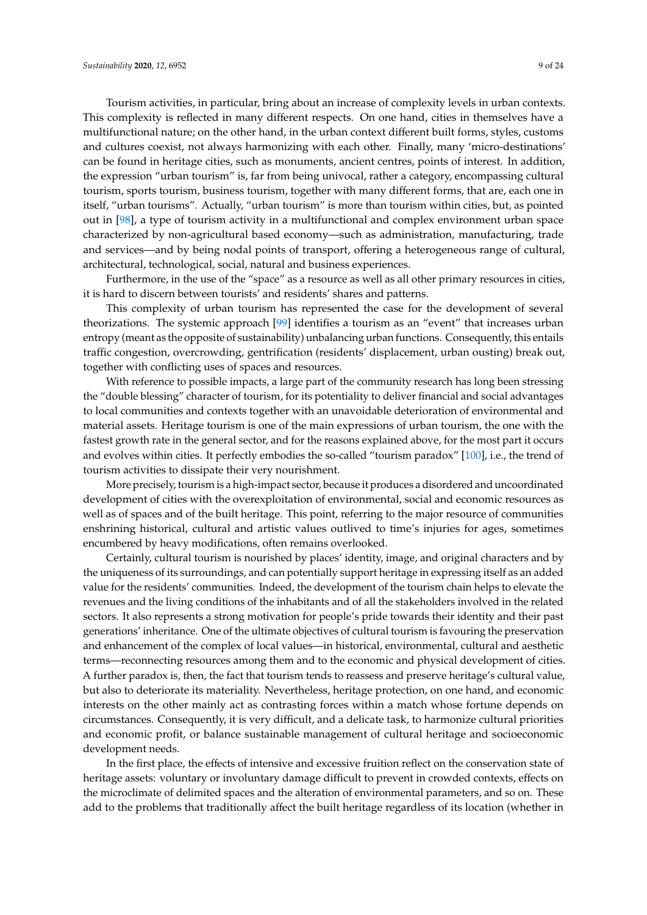Tourism activities, in particular, bring about an increase of complexity levels in urban contexts. This complexity is reflected in many different respects. On one hand, cities in themselves have a multifunctional nature; on the other hand, in the urban context different built forms, styles, customs and cultures coexist, not always harmonizing with each other. Finally, many 'micro-destinations' can be found in heritage cities, such as monuments, ancient centres, points of interest. In addition, the expression "urban tourism" is, far from being univocal, rather a category, encompassing cultural tourism, sports tourism, business tourism, together with many different forms, that are, each one in itself, "urban tourisms". Actually, "urban tourism" is more than tourism within cities, but, as pointed out in [98], a type of tourism activity in a multifunctional and complex environment urban space characterized by non-agricultural based economy—such as administration, manufacturing, trade and services—and by being nodal points of transport, offering a heterogeneous range of cultural, architectural, technological, social, natural and business experiences.

Furthermore, in the use of the "space" as a resource as well as all other primary resources in cities, it is hard to discern between tourists' and residents' shares and patterns.

This complexity of urban tourism has represented the case for the development of several theorizations. The systemic approach [99] identifies a tourism as an "event" that increases urban entropy (meant as the opposite of sustainability) unbalancing urban functions. Consequently, this entails traffic congestion, overcrowding, gentrification (residents' displacement, urban ousting) break out, together with conflicting uses of spaces and resources.

With reference to possible impacts, a large part of the community research has long been stressing the "double blessing" character of tourism, for its potentiality to deliver financial and social advantages to local communities and contexts together with an unavoidable deterioration of environmental and material assets. Heritage tourism is one of the main expressions of urban tourism, the one with the fastest growth rate in the general sector, and for the reasons explained above, for the most part it occurs and evolves within cities. It perfectly embodies the so-called "tourism paradox" [100], i.e., the trend of tourism activities to dissipate their very nourishment.

More precisely, tourism is a high-impact sector, because it produces a disordered and uncoordinated development of cities with the overexploitation of environmental, social and economic resources as well as of spaces and of the built heritage. This point, referring to the major resource of communities enshrining historical, cultural and artistic values outlived to time's injuries for ages, sometimes encumbered by heavy modifications, often remains overlooked.

Certainly, cultural tourism is nourished by places' identity, image, and original characters and by the uniqueness of its surroundings, and can potentially support heritage in expressing itself as an added value for the residents' communities. Indeed, the development of the tourism chain helps to elevate the revenues and the living conditions of the inhabitants and of all the stakeholders involved in the related sectors. It also represents a strong motivation for people's pride towards their identity and their past generations' inheritance. One of the ultimate objectives of cultural tourism is favouring the preservation and enhancement of the complex of local values—in historical, environmental, cultural and aesthetic terms—reconnecting resources among them and to the economic and physical development of cities. A further paradox is, then, the fact that tourism tends to reassess and preserve heritage's cultural value, but also to deteriorate its materiality. Nevertheless, heritage protection, on one hand, and economic interests on the other mainly act as contrasting forces within a match whose fortune depends on circumstances. Consequently, it is very difficult, and a delicate task, to harmonize cultural priorities and economic profit, or balance sustainable management of cultural heritage and socioeconomic development needs.

In the first place, the effects of intensive and excessive fruition reflect on the conservation state of heritage assets: voluntary or involuntary damage difficult to prevent in crowded contexts, effects on the microclimate of delimited spaces and the alteration of environmental parameters, and so on. These add to the problems that traditionally affect the built heritage regardless of its location (whether in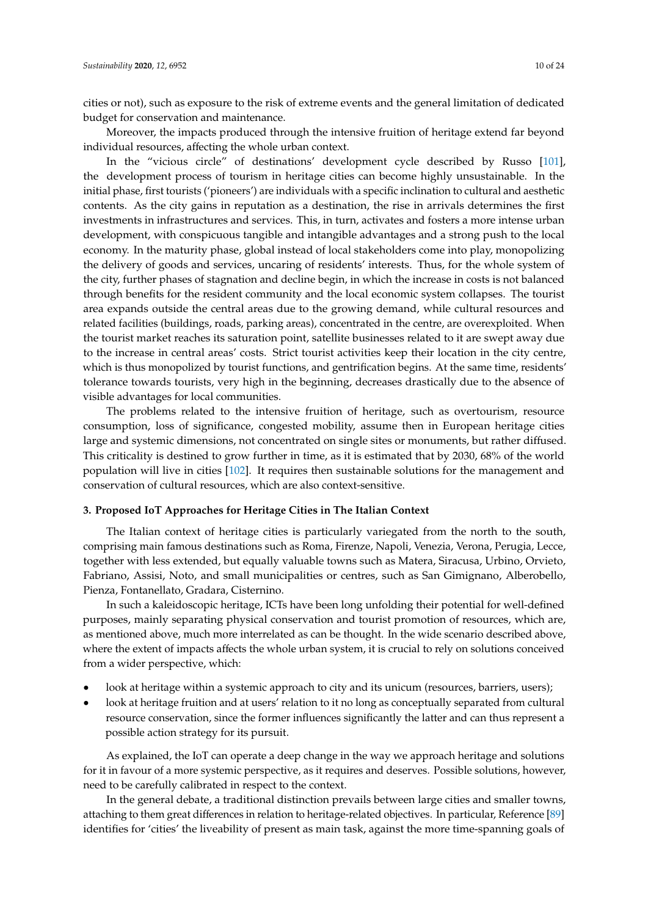cities or not), such as exposure to the risk of extreme events and the general limitation of dedicated budget for conservation and maintenance.

Moreover, the impacts produced through the intensive fruition of heritage extend far beyond individual resources, affecting the whole urban context.

In the "vicious circle" of destinations' development cycle described by Russo [101], the development process of tourism in heritage cities can become highly unsustainable. In the initial phase, first tourists ('pioneers') are individuals with a specific inclination to cultural and aesthetic contents. As the city gains in reputation as a destination, the rise in arrivals determines the first investments in infrastructures and services. This, in turn, activates and fosters a more intense urban development, with conspicuous tangible and intangible advantages and a strong push to the local economy. In the maturity phase, global instead of local stakeholders come into play, monopolizing the delivery of goods and services, uncaring of residents' interests. Thus, for the whole system of the city, further phases of stagnation and decline begin, in which the increase in costs is not balanced through benefits for the resident community and the local economic system collapses. The tourist area expands outside the central areas due to the growing demand, while cultural resources and related facilities (buildings, roads, parking areas), concentrated in the centre, are overexploited. When the tourist market reaches its saturation point, satellite businesses related to it are swept away due to the increase in central areas' costs. Strict tourist activities keep their location in the city centre, which is thus monopolized by tourist functions, and gentrification begins. At the same time, residents' tolerance towards tourists, very high in the beginning, decreases drastically due to the absence of visible advantages for local communities.

The problems related to the intensive fruition of heritage, such as overtourism, resource consumption, loss of significance, congested mobility, assume then in European heritage cities large and systemic dimensions, not concentrated on single sites or monuments, but rather diffused. This criticality is destined to grow further in time, as it is estimated that by 2030, 68% of the world population will live in cities [102]. It requires then sustainable solutions for the management and conservation of cultural resources, which are also context-sensitive.

## 3. Proposed IoT Approaches for Heritage Cities in The Italian Context

The Italian context of heritage cities is particularly variegated from the north to the south, comprising main famous destinations such as Roma, Firenze, Napoli, Venezia, Verona, Perugia, Lecce, together with less extended, but equally valuable towns such as Matera, Siracusa, Urbino, Orvieto, Fabriano, Assisi, Noto, and small municipalities or centres, such as San Gimignano, Alberobello, Pienza, Fontanellato, Gradara, Cisternino.

In such a kaleidoscopic heritage, ICTs have been long unfolding their potential for well-defined purposes, mainly separating physical conservation and tourist promotion of resources, which are, as mentioned above, much more interrelated as can be thought. In the wide scenario described above, where the extent of impacts affects the whole urban system, it is crucial to rely on solutions conceived from a wider perspective, which:

- look at heritage within a systemic approach to city and its unicum (resources, barriers, users);
- look at heritage fruition and at users' relation to it no long as conceptually separated from cultural resource conservation, since the former influences significantly the latter and can thus represent a possible action strategy for its pursuit.

As explained, the IoT can operate a deep change in the way we approach heritage and solutions for it in favour of a more systemic perspective, as it requires and deserves. Possible solutions, however, need to be carefully calibrated in respect to the context.

In the general debate, a traditional distinction prevails between large cities and smaller towns, attaching to them great differences in relation to heritage-related objectives. In particular, Reference [89] identifies for 'cities' the liveability of present as main task, against the more time-spanning goals of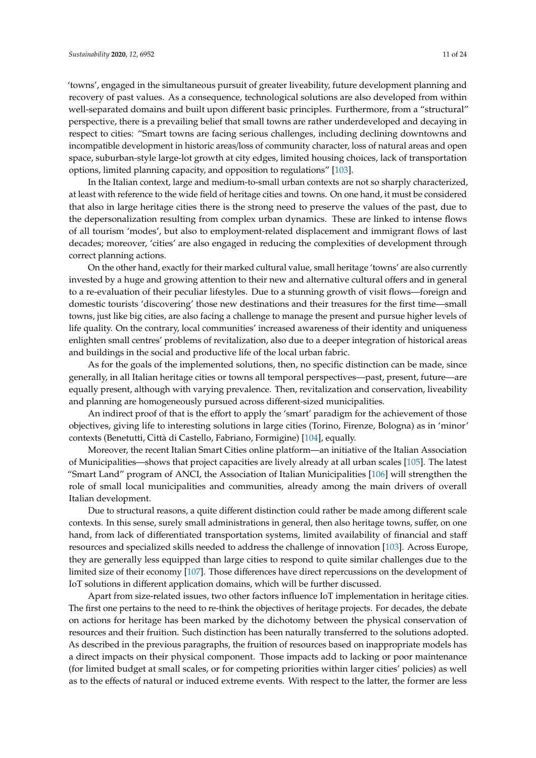'towns', engaged in the simultaneous pursuit of greater liveability, future development planning and recovery of past values. As a consequence, technological solutions are also developed from within well-separated domains and built upon different basic principles. Furthermore, from a "structural" perspective, there is a prevailing belief that small towns are rather underdeveloped and decaying in respect to cities: "Smart towns are facing serious challenges, including declining downtowns and incompatible development in historic areas/loss of community character, loss of natural areas and open space, suburban-style large-lot growth at city edges, limited housing choices, lack of transportation options, limited planning capacity, and opposition to regulations" [103].

In the Italian context, large and medium-to-small urban contexts are not so sharply characterized, at least with reference to the wide field of heritage cities and towns. On one hand, it must be considered that also in large heritage cities there is the strong need to preserve the values of the past, due to the depersonalization resulting from complex urban dynamics. These are linked to intense flows of all tourism 'modes', but also to employment-related displacement and immigrant flows of last decades; moreover, 'cities' are also engaged in reducing the complexities of development through correct planning actions.

On the other hand, exactly for their marked cultural value, small heritage 'towns' are also currently invested by a huge and growing attention to their new and alternative cultural offers and in general to a re-evaluation of their peculiar lifestyles. Due to a stunning growth of visit flows—foreign and domestic tourists 'discovering' those new destinations and their treasures for the first time—small towns, just like big cities, are also facing a challenge to manage the present and pursue higher levels of life quality. On the contrary, local communities' increased awareness of their identity and uniqueness enlighten small centres' problems of revitalization, also due to a deeper integration of historical areas and buildings in the social and productive life of the local urban fabric.

As for the goals of the implemented solutions, then, no specific distinction can be made, since generally, in all Italian heritage cities or towns all temporal perspectives—past, present, future—are equally present, although with varying prevalence. Then, revitalization and conservation, liveability and planning are homogeneously pursued across different-sized municipalities.

An indirect proof of that is the effort to apply the 'smart' paradigm for the achievement of those objectives, giving life to interesting solutions in large cities (Torino, Firenze, Bologna) as in 'minor' contexts (Benetutti, Città di Castello, Fabriano, Formigine) [104], equally.

Moreover, the recent Italian Smart Cities online platform—an initiative of the Italian Association of Municipalities—shows that project capacities are lively already at all urban scales [105]. The latest "Smart Land" program of ANCI, the Association of Italian Municipalities [106] will strengthen the role of small local municipalities and communities, already among the main drivers of overall Italian development.

Due to structural reasons, a quite different distinction could rather be made among different scale contexts. In this sense, surely small administrations in general, then also heritage towns, suffer, on one hand, from lack of differentiated transportation systems, limited availability of financial and staff resources and specialized skills needed to address the challenge of innovation [103]. Across Europe, they are generally less equipped than large cities to respond to quite similar challenges due to the limited size of their economy [107]. Those differences have direct repercussions on the development of IoT solutions in different application domains, which will be further discussed.

Apart from size-related issues, two other factors influence IoT implementation in heritage cities. The first one pertains to the need to re-think the objectives of heritage projects. For decades, the debate on actions for heritage has been marked by the dichotomy between the physical conservation of resources and their fruition. Such distinction has been naturally transferred to the solutions adopted. As described in the previous paragraphs, the fruition of resources based on inappropriate models has a direct impacts on their physical component. Those impacts add to lacking or poor maintenance (for limited budget at small scales, or for competing priorities within larger cities' policies) as well as to the effects of natural or induced extreme events. With respect to the latter, the former are less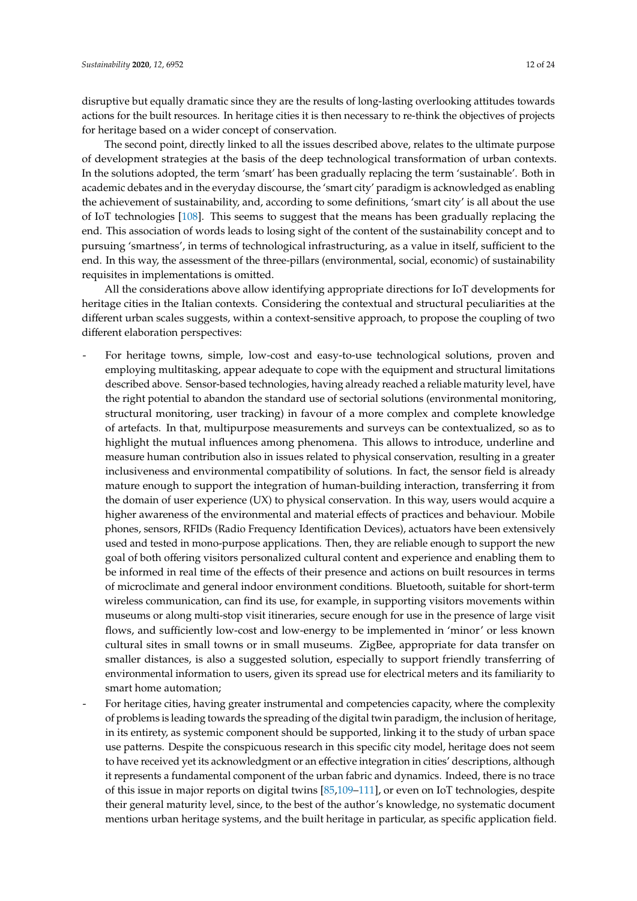disruptive but equally dramatic since they are the results of long-lasting overlooking attitudes towards actions for the built resources. In heritage cities it is then necessary to re-think the objectives of projects for heritage based on a wider concept of conservation.

The second point, directly linked to all the issues described above, relates to the ultimate purpose of development strategies at the basis of the deep technological transformation of urban contexts. In the solutions adopted, the term 'smart' has been gradually replacing the term 'sustainable'. Both in academic debates and in the everyday discourse, the 'smart city' paradigm is acknowledged as enabling the achievement of sustainability, and, according to some definitions, 'smart city' is all about the use of IoT technologies [108]. This seems to suggest that the means has been gradually replacing the end. This association of words leads to losing sight of the content of the sustainability concept and to pursuing 'smartness', in terms of technological infrastructuring, as a value in itself, sufficient to the end. In this way, the assessment of the three-pillars (environmental, social, economic) of sustainability requisites in implementations is omitted.

All the considerations above allow identifying appropriate directions for IoT developments for heritage cities in the Italian contexts. Considering the contextual and structural peculiarities at the different urban scales suggests, within a context-sensitive approach, to propose the coupling of two different elaboration perspectives:

- For heritage towns, simple, low-cost and easy-to-use technological solutions, proven and employing multitasking, appear adequate to cope with the equipment and structural limitations described above. Sensor-based technologies, having already reached a reliable maturity level, have the right potential to abandon the standard use of sectorial solutions (environmental monitoring, structural monitoring, user tracking) in favour of a more complex and complete knowledge of artefacts. In that, multipurpose measurements and surveys can be contextualized, so as to highlight the mutual influences among phenomena. This allows to introduce, underline and measure human contribution also in issues related to physical conservation, resulting in a greater inclusiveness and environmental compatibility of solutions. In fact, the sensor field is already mature enough to support the integration of human-building interaction, transferring it from the domain of user experience (UX) to physical conservation. In this way, users would acquire a higher awareness of the environmental and material effects of practices and behaviour. Mobile phones, sensors, RFIDs (Radio Frequency Identification Devices), actuators have been extensively used and tested in mono-purpose applications. Then, they are reliable enough to support the new goal of both offering visitors personalized cultural content and experience and enabling them to be informed in real time of the effects of their presence and actions on built resources in terms of microclimate and general indoor environment conditions. Bluetooth, suitable for short-term wireless communication, can find its use, for example, in supporting visitors movements within museums or along multi-stop visit itineraries, secure enough for use in the presence of large visit flows, and sufficiently low-cost and low-energy to be implemented in 'minor' or less known cultural sites in small towns or in small museums. ZigBee, appropriate for data transfer on smaller distances, is also a suggested solution, especially to support friendly transferring of environmental information to users, given its spread use for electrical meters and its familiarity to smart home automation;
- For heritage cities, having greater instrumental and competencies capacity, where the complexity of problems is leading towards the spreading of the digital twin paradigm, the inclusion of heritage, in its entirety, as systemic component should be supported, linking it to the study of urban space use patterns. Despite the conspicuous research in this specific city model, heritage does not seem to have received yet its acknowledgment or an effective integration in cities' descriptions, although it represents a fundamental component of the urban fabric and dynamics. Indeed, there is no trace of this issue in major reports on digital twins [85,109–111], or even on IoT technologies, despite their general maturity level, since, to the best of the author's knowledge, no systematic document mentions urban heritage systems, and the built heritage in particular, as specific application field.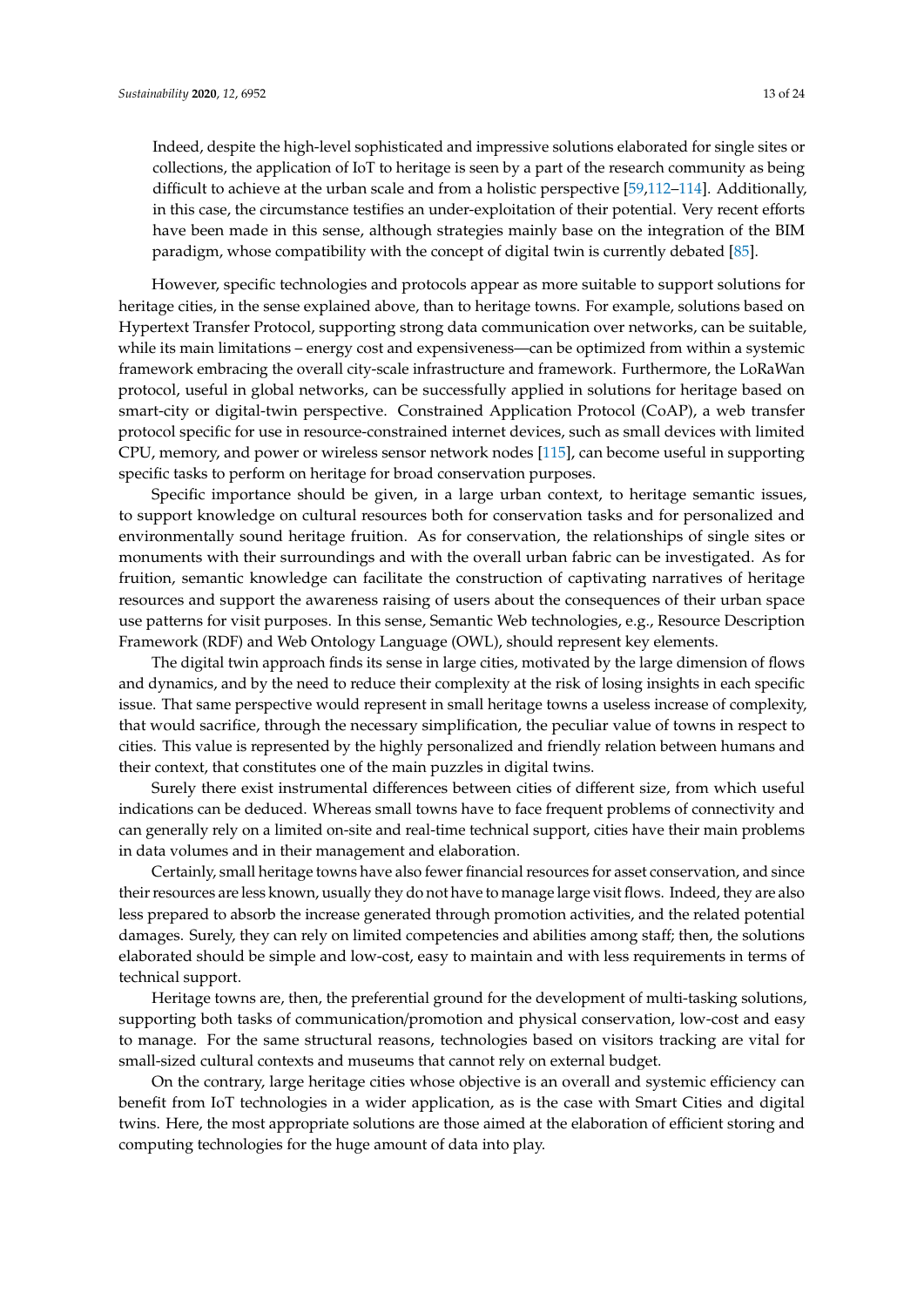Indeed, despite the high-level sophisticated and impressive solutions elaborated for single sites or collections, the application of IoT to heritage is seen by a part of the research community as being difficult to achieve at the urban scale and from a holistic perspective [59,112–114]. Additionally, in this case, the circumstance testifies an under-exploitation of their potential. Very recent efforts have been made in this sense, although strategies mainly base on the integration of the BIM paradigm, whose compatibility with the concept of digital twin is currently debated [85].

However, specific technologies and protocols appear as more suitable to support solutions for heritage cities, in the sense explained above, than to heritage towns. For example, solutions based on Hypertext Transfer Protocol, supporting strong data communication over networks, can be suitable, while its main limitations – energy cost and expensiveness—can be optimized from within a systemic framework embracing the overall city-scale infrastructure and framework. Furthermore, the LoRaWan protocol, useful in global networks, can be successfully applied in solutions for heritage based on smart-city or digital-twin perspective. Constrained Application Protocol (CoAP), a web transfer protocol specific for use in resource-constrained internet devices, such as small devices with limited CPU, memory, and power or wireless sensor network nodes [115], can become useful in supporting specific tasks to perform on heritage for broad conservation purposes.

Specific importance should be given, in a large urban context, to heritage semantic issues, to support knowledge on cultural resources both for conservation tasks and for personalized and environmentally sound heritage fruition. As for conservation, the relationships of single sites or monuments with their surroundings and with the overall urban fabric can be investigated. As for fruition, semantic knowledge can facilitate the construction of captivating narratives of heritage resources and support the awareness raising of users about the consequences of their urban space use patterns for visit purposes. In this sense, Semantic Web technologies, e.g., Resource Description Framework (RDF) and Web Ontology Language (OWL), should represent key elements.

The digital twin approach finds its sense in large cities, motivated by the large dimension of flows and dynamics, and by the need to reduce their complexity at the risk of losing insights in each specific issue. That same perspective would represent in small heritage towns a useless increase of complexity, that would sacrifice, through the necessary simplification, the peculiar value of towns in respect to cities. This value is represented by the highly personalized and friendly relation between humans and their context, that constitutes one of the main puzzles in digital twins.

Surely there exist instrumental differences between cities of different size, from which useful indications can be deduced. Whereas small towns have to face frequent problems of connectivity and can generally rely on a limited on-site and real-time technical support, cities have their main problems in data volumes and in their management and elaboration.

Certainly, small heritage towns have also fewer financial resources for asset conservation, and since their resources are less known, usually they do not have to manage large visit flows. Indeed, they are also less prepared to absorb the increase generated through promotion activities, and the related potential damages. Surely, they can rely on limited competencies and abilities among staff; then, the solutions elaborated should be simple and low-cost, easy to maintain and with less requirements in terms of technical support.

Heritage towns are, then, the preferential ground for the development of multi-tasking solutions, supporting both tasks of communication/promotion and physical conservation, low-cost and easy to manage. For the same structural reasons, technologies based on visitors tracking are vital for small-sized cultural contexts and museums that cannot rely on external budget.

On the contrary, large heritage cities whose objective is an overall and systemic efficiency can benefit from IoT technologies in a wider application, as is the case with Smart Cities and digital twins. Here, the most appropriate solutions are those aimed at the elaboration of efficient storing and computing technologies for the huge amount of data into play.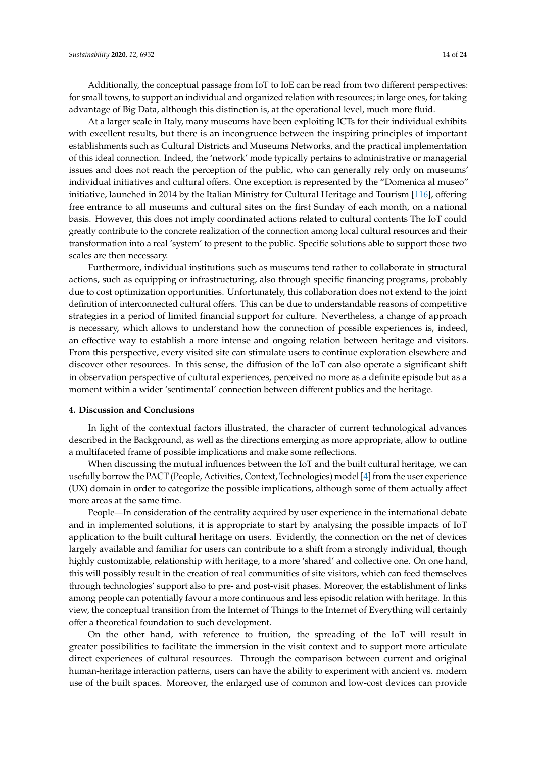Additionally, the conceptual passage from IoT to IoE can be read from two different perspectives: for small towns, to support an individual and organized relation with resources; in large ones, for taking advantage of Big Data, although this distinction is, at the operational level, much more fluid.

At a larger scale in Italy, many museums have been exploiting ICTs for their individual exhibits with excellent results, but there is an incongruence between the inspiring principles of important establishments such as Cultural Districts and Museums Networks, and the practical implementation of this ideal connection. Indeed, the 'network' mode typically pertains to administrative or managerial issues and does not reach the perception of the public, who can generally rely only on museums' individual initiatives and cultural offers. One exception is represented by the "Domenica al museo" initiative, launched in 2014 by the Italian Ministry for Cultural Heritage and Tourism [116], offering free entrance to all museums and cultural sites on the first Sunday of each month, on a national basis. However, this does not imply coordinated actions related to cultural contents The IoT could greatly contribute to the concrete realization of the connection among local cultural resources and their transformation into a real 'system' to present to the public. Specific solutions able to support those two scales are then necessary.

Furthermore, individual institutions such as museums tend rather to collaborate in structural actions, such as equipping or infrastructuring, also through specific financing programs, probably due to cost optimization opportunities. Unfortunately, this collaboration does not extend to the joint definition of interconnected cultural offers. This can be due to understandable reasons of competitive strategies in a period of limited financial support for culture. Nevertheless, a change of approach is necessary, which allows to understand how the connection of possible experiences is, indeed, an effective way to establish a more intense and ongoing relation between heritage and visitors. From this perspective, every visited site can stimulate users to continue exploration elsewhere and discover other resources. In this sense, the diffusion of the IoT can also operate a significant shift in observation perspective of cultural experiences, perceived no more as a definite episode but as a moment within a wider 'sentimental' connection between different publics and the heritage.

## 4. Discussion and Conclusions

In light of the contextual factors illustrated, the character of current technological advances described in the Background, as well as the directions emerging as more appropriate, allow to outline a multifaceted frame of possible implications and make some reflections.

When discussing the mutual influences between the IoT and the built cultural heritage, we can usefully borrow the PACT (People, Activities, Context, Technologies) model [4] from the user experience (UX) domain in order to categorize the possible implications, although some of them actually affect more areas at the same time.

People—In consideration of the centrality acquired by user experience in the international debate and in implemented solutions, it is appropriate to start by analysing the possible impacts of IoT application to the built cultural heritage on users. Evidently, the connection on the net of devices largely available and familiar for users can contribute to a shift from a strongly individual, though highly customizable, relationship with heritage, to a more 'shared' and collective one. On one hand, this will possibly result in the creation of real communities of site visitors, which can feed themselves through technologies' support also to pre- and post-visit phases. Moreover, the establishment of links among people can potentially favour a more continuous and less episodic relation with heritage. In this view, the conceptual transition from the Internet of Things to the Internet of Everything will certainly offer a theoretical foundation to such development.

On the other hand, with reference to fruition, the spreading of the IoT will result in greater possibilities to facilitate the immersion in the visit context and to support more articulate direct experiences of cultural resources. Through the comparison between current and original human-heritage interaction patterns, users can have the ability to experiment with ancient vs. modern use of the built spaces. Moreover, the enlarged use of common and low-cost devices can provide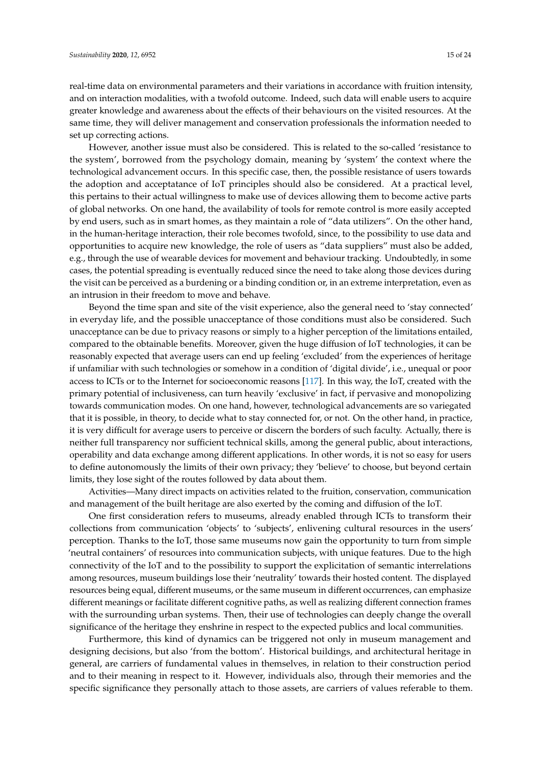real-time data on environmental parameters and their variations in accordance with fruition intensity, and on interaction modalities, with a twofold outcome. Indeed, such data will enable users to acquire greater knowledge and awareness about the effects of their behaviours on the visited resources. At the same time, they will deliver management and conservation professionals the information needed to set up correcting actions.

However, another issue must also be considered. This is related to the so-called 'resistance to the system', borrowed from the psychology domain, meaning by 'system' the context where the technological advancement occurs. In this specific case, then, the possible resistance of users towards the adoption and acceptatance of IoT principles should also be considered. At a practical level, this pertains to their actual willingness to make use of devices allowing them to become active parts of global networks. On one hand, the availability of tools for remote control is more easily accepted by end users, such as in smart homes, as they maintain a role of "data utilizers". On the other hand, in the human-heritage interaction, their role becomes twofold, since, to the possibility to use data and opportunities to acquire new knowledge, the role of users as "data suppliers" must also be added, e.g., through the use of wearable devices for movement and behaviour tracking. Undoubtedly, in some cases, the potential spreading is eventually reduced since the need to take along those devices during the visit can be perceived as a burdening or a binding condition or, in an extreme interpretation, even as an intrusion in their freedom to move and behave.

Beyond the time span and site of the visit experience, also the general need to 'stay connected' in everyday life, and the possible unacceptance of those conditions must also be considered. Such unacceptance can be due to privacy reasons or simply to a higher perception of the limitations entailed, compared to the obtainable benefits. Moreover, given the huge diffusion of IoT technologies, it can be reasonably expected that average users can end up feeling 'excluded' from the experiences of heritage if unfamiliar with such technologies or somehow in a condition of 'digital divide', i.e., unequal or poor access to ICTs or to the Internet for socioeconomic reasons [117]. In this way, the IoT, created with the primary potential of inclusiveness, can turn heavily 'exclusive' in fact, if pervasive and monopolizing towards communication modes. On one hand, however, technological advancements are so variegated that it is possible, in theory, to decide what to stay connected for, or not. On the other hand, in practice, it is very difficult for average users to perceive or discern the borders of such faculty. Actually, there is neither full transparency nor sufficient technical skills, among the general public, about interactions, operability and data exchange among different applications. In other words, it is not so easy for users to define autonomously the limits of their own privacy; they 'believe' to choose, but beyond certain limits, they lose sight of the routes followed by data about them.

Activities—Many direct impacts on activities related to the fruition, conservation, communication and management of the built heritage are also exerted by the coming and diffusion of the IoT.

One first consideration refers to museums, already enabled through ICTs to transform their collections from communication 'objects' to 'subjects', enlivening cultural resources in the users' perception. Thanks to the IoT, those same museums now gain the opportunity to turn from simple 'neutral containers' of resources into communication subjects, with unique features. Due to the high connectivity of the IoT and to the possibility to support the explicitation of semantic interrelations among resources, museum buildings lose their 'neutrality' towards their hosted content. The displayed resources being equal, different museums, or the same museum in different occurrences, can emphasize different meanings or facilitate different cognitive paths, as well as realizing different connection frames with the surrounding urban systems. Then, their use of technologies can deeply change the overall significance of the heritage they enshrine in respect to the expected publics and local communities.

Furthermore, this kind of dynamics can be triggered not only in museum management and designing decisions, but also 'from the bottom'. Historical buildings, and architectural heritage in general, are carriers of fundamental values in themselves, in relation to their construction period and to their meaning in respect to it. However, individuals also, through their memories and the specific significance they personally attach to those assets, are carriers of values referable to them.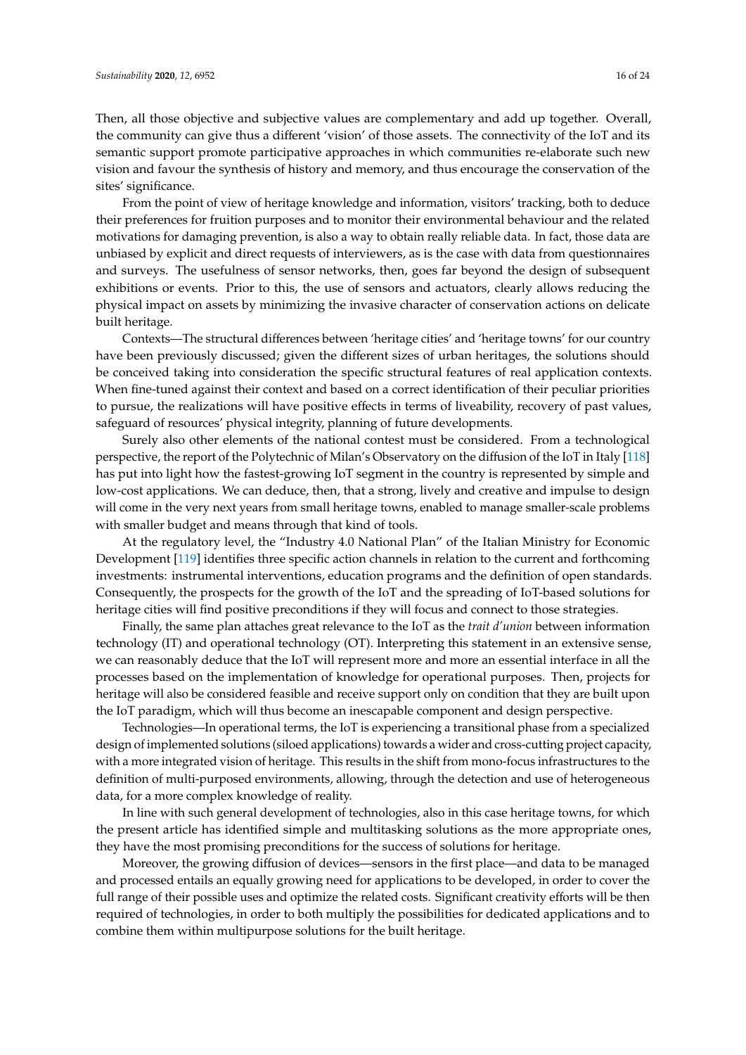Then, all those objective and subjective values are complementary and add up together. Overall, the community can give thus a different 'vision' of those assets. The connectivity of the IoT and its semantic support promote participative approaches in which communities re-elaborate such new vision and favour the synthesis of history and memory, and thus encourage the conservation of the sites' significance.

From the point of view of heritage knowledge and information, visitors' tracking, both to deduce their preferences for fruition purposes and to monitor their environmental behaviour and the related motivations for damaging prevention, is also a way to obtain really reliable data. In fact, those data are unbiased by explicit and direct requests of interviewers, as is the case with data from questionnaires and surveys. The usefulness of sensor networks, then, goes far beyond the design of subsequent exhibitions or events. Prior to this, the use of sensors and actuators, clearly allows reducing the physical impact on assets by minimizing the invasive character of conservation actions on delicate built heritage.

Contexts—The structural differences between 'heritage cities' and 'heritage towns' for our country have been previously discussed; given the different sizes of urban heritages, the solutions should be conceived taking into consideration the specific structural features of real application contexts. When fine-tuned against their context and based on a correct identification of their peculiar priorities to pursue, the realizations will have positive effects in terms of liveability, recovery of past values, safeguard of resources' physical integrity, planning of future developments.

Surely also other elements of the national contest must be considered. From a technological perspective, the report of the Polytechnic of Milan's Observatory on the diffusion of the IoT in Italy [118] has put into light how the fastest-growing IoT segment in the country is represented by simple and low-cost applications. We can deduce, then, that a strong, lively and creative and impulse to design will come in the very next years from small heritage towns, enabled to manage smaller-scale problems with smaller budget and means through that kind of tools.

At the regulatory level, the "Industry 4.0 National Plan" of the Italian Ministry for Economic Development [119] identifies three specific action channels in relation to the current and forthcoming investments: instrumental interventions, education programs and the definition of open standards. Consequently, the prospects for the growth of the IoT and the spreading of IoT-based solutions for heritage cities will find positive preconditions if they will focus and connect to those strategies.

Finally, the same plan attaches great relevance to the IoT as the *trait d'union* between information technology (IT) and operational technology (OT). Interpreting this statement in an extensive sense, we can reasonably deduce that the IoT will represent more and more an essential interface in all the processes based on the implementation of knowledge for operational purposes. Then, projects for heritage will also be considered feasible and receive support only on condition that they are built upon the IoT paradigm, which will thus become an inescapable component and design perspective.

Technologies—In operational terms, the IoT is experiencing a transitional phase from a specialized design of implemented solutions (siloed applications) towards a wider and cross-cutting project capacity, with a more integrated vision of heritage. This results in the shift from mono-focus infrastructures to the definition of multi-purposed environments, allowing, through the detection and use of heterogeneous data, for a more complex knowledge of reality.

In line with such general development of technologies, also in this case heritage towns, for which the present article has identified simple and multitasking solutions as the more appropriate ones, they have the most promising preconditions for the success of solutions for heritage.

Moreover, the growing diffusion of devices—sensors in the first place—and data to be managed and processed entails an equally growing need for applications to be developed, in order to cover the full range of their possible uses and optimize the related costs. Significant creativity efforts will be then required of technologies, in order to both multiply the possibilities for dedicated applications and to combine them within multipurpose solutions for the built heritage.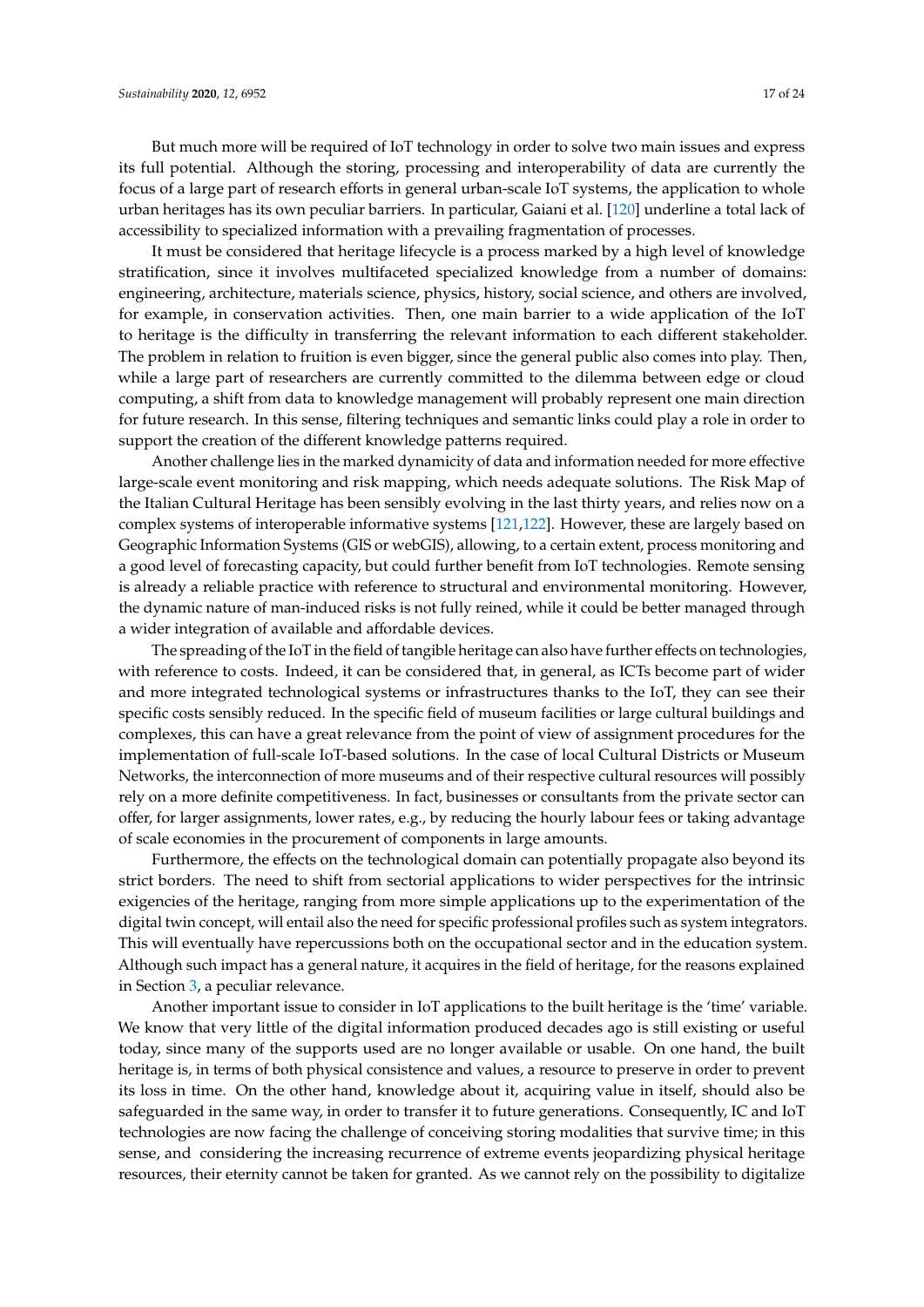But much more will be required of IoT technology in order to solve two main issues and express its full potential. Although the storing, processing and interoperability of data are currently the focus of a large part of research efforts in general urban-scale IoT systems, the application to whole urban heritages has its own peculiar barriers. In particular, Gaiani et al. [120] underline a total lack of accessibility to specialized information with a prevailing fragmentation of processes.

It must be considered that heritage lifecycle is a process marked by a high level of knowledge stratification, since it involves multifaceted specialized knowledge from a number of domains: engineering, architecture, materials science, physics, history, social science, and others are involved, for example, in conservation activities. Then, one main barrier to a wide application of the IoT to heritage is the difficulty in transferring the relevant information to each different stakeholder. The problem in relation to fruition is even bigger, since the general public also comes into play. Then, while a large part of researchers are currently committed to the dilemma between edge or cloud computing, a shift from data to knowledge management will probably represent one main direction for future research. In this sense, filtering techniques and semantic links could play a role in order to support the creation of the different knowledge patterns required.

Another challenge lies in the marked dynamicity of data and information needed for more effective large-scale event monitoring and risk mapping, which needs adequate solutions. The Risk Map of the Italian Cultural Heritage has been sensibly evolving in the last thirty years, and relies now on a complex systems of interoperable informative systems [121,122]. However, these are largely based on Geographic Information Systems (GIS or webGIS), allowing, to a certain extent, process monitoring and a good level of forecasting capacity, but could further benefit from IoT technologies. Remote sensing is already a reliable practice with reference to structural and environmental monitoring. However, the dynamic nature of man-induced risks is not fully reined, while it could be better managed through a wider integration of available and affordable devices.

The spreading of the IoT in the field of tangible heritage can also have further effects on technologies, with reference to costs. Indeed, it can be considered that, in general, as ICTs become part of wider and more integrated technological systems or infrastructures thanks to the IoT, they can see their specific costs sensibly reduced. In the specific field of museum facilities or large cultural buildings and complexes, this can have a great relevance from the point of view of assignment procedures for the implementation of full-scale IoT-based solutions. In the case of local Cultural Districts or Museum Networks, the interconnection of more museums and of their respective cultural resources will possibly rely on a more definite competitiveness. In fact, businesses or consultants from the private sector can offer, for larger assignments, lower rates, e.g., by reducing the hourly labour fees or taking advantage of scale economies in the procurement of components in large amounts.

Furthermore, the effects on the technological domain can potentially propagate also beyond its strict borders. The need to shift from sectorial applications to wider perspectives for the intrinsic exigencies of the heritage, ranging from more simple applications up to the experimentation of the digital twin concept, will entail also the need for specific professional profiles such as system integrators. This will eventually have repercussions both on the occupational sector and in the education system. Although such impact has a general nature, it acquires in the field of heritage, for the reasons explained in Section 3, a peculiar relevance.

Another important issue to consider in IoT applications to the built heritage is the 'time' variable. We know that very little of the digital information produced decades ago is still existing or useful today, since many of the supports used are no longer available or usable. On one hand, the built heritage is, in terms of both physical consistence and values, a resource to preserve in order to prevent its loss in time. On the other hand, knowledge about it, acquiring value in itself, should also be safeguarded in the same way, in order to transfer it to future generations. Consequently, IC and IoT technologies are now facing the challenge of conceiving storing modalities that survive time; in this sense, and considering the increasing recurrence of extreme events jeopardizing physical heritage resources, their eternity cannot be taken for granted. As we cannot rely on the possibility to digitalize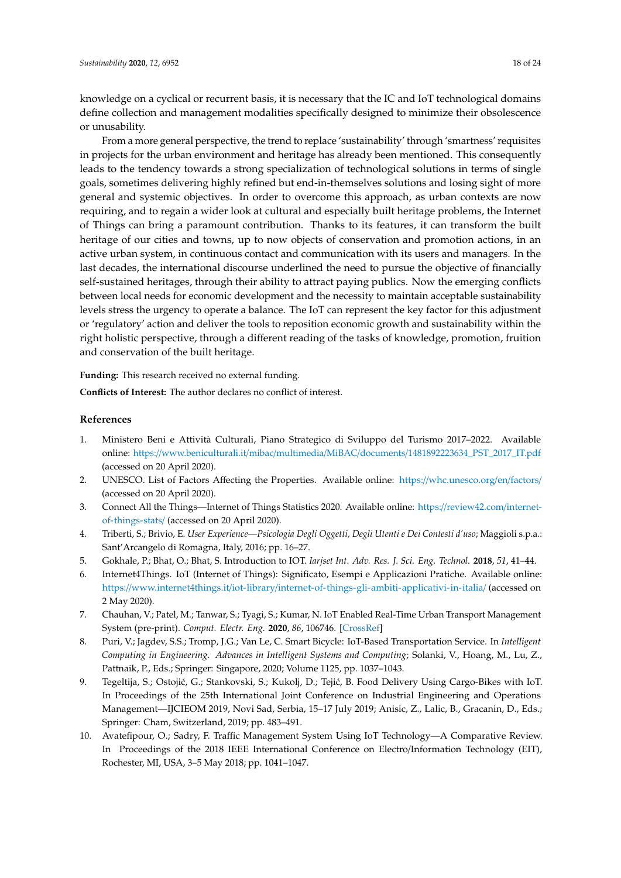knowledge on a cyclical or recurrent basis, it is necessary that the IC and IoT technological domains define collection and management modalities specifically designed to minimize their obsolescence or unusability.

From a more general perspective, the trend to replace 'sustainability' through 'smartness' requisites in projects for the urban environment and heritage has already been mentioned. This consequently leads to the tendency towards a strong specialization of technological solutions in terms of single goals, sometimes delivering highly refined but end-in-themselves solutions and losing sight of more general and systemic objectives. In order to overcome this approach, as urban contexts are now requiring, and to regain a wider look at cultural and especially built heritage problems, the Internet of Things can bring a paramount contribution. Thanks to its features, it can transform the built heritage of our cities and towns, up to now objects of conservation and promotion actions, in an active urban system, in continuous contact and communication with its users and managers. In the last decades, the international discourse underlined the need to pursue the objective of financially self-sustained heritages, through their ability to attract paying publics. Now the emerging conflicts between local needs for economic development and the necessity to maintain acceptable sustainability levels stress the urgency to operate a balance. The IoT can represent the key factor for this adjustment or 'regulatory' action and deliver the tools to reposition economic growth and sustainability within the right holistic perspective, through a different reading of the tasks of knowledge, promotion, fruition and conservation of the built heritage.

**Funding:** This research received no external funding.

**Conflicts of Interest:** The author declares no conflict of interest.

## References

1. Ministero Beni e Attività Culturali, Piano Strategico di Sviluppo del Turismo 2017–2022. Available online: https://www.beniculturali.it/mibac/multimedia/MiBAC/documents/1481892223634_PST_2017_IT.pdf (accessed on 20 April 2020).
2. UNESCO. List of Factors Affecting the Properties. Available online: https://whc.unesco.org/en/factors/ (accessed on 20 April 2020).
3. Connect All the Things—Internet of Things Statistics 2020. Available online: https://review42.com/internet-of-things-stats/ (accessed on 20 April 2020).
4. Triberti, S.; Brivio, E. *User Experience—Psicologia Degli Oggetti, Degli Utenti e Dei Contesti d'uso*; Maggioli s.p.a.: Sant'Arcangelo di Romagna, Italy, 2016; pp. 16–27.
5. Gokhale, P.; Bhat, O.; Bhat, S. Introduction to IOT. *Iarjset Int. Adv. Res. J. Sci. Eng. Technol.* **2018**, *51*, 41–44.
6. Internet4Things. IoT (Internet of Things): Significato, Esempi e Applicazioni Pratiche. Available online: https://www.internet4things.it/iot-library/internet-of-things-gli-ambiti-applicativi-in-italia/ (accessed on 2 May 2020).
7. Chauhan, V.; Patel, M.; Tanwar, S.; Tyagi, S.; Kumar, N. IoT Enabled Real-Time Urban Transport Management System (pre-print). *Comput. Electr. Eng.* **2020**, *86*, 106746. [CrossRef]
8. Puri, V.; Jagdev, S.S.; Tromp, J.G.; Van Le, C. Smart Bicycle: IoT-Based Transportation Service. In *Intelligent Computing in Engineering. Advances in Intelligent Systems and Computing*; Solanki, V., Hoang, M., Lu, Z., Pattnaik, P., Eds.; Springer: Singapore, 2020; Volume 1125, pp. 1037–1043.
9. Tegeltija, S.; Ostojić, G.; Stankovski, S.; Kukolj, D.; Tejić, B. Food Delivery Using Cargo-Bikes with IoT. In Proceedings of the 25th International Joint Conference on Industrial Engineering and Operations Management—IJCIEOM 2019, Novi Sad, Serbia, 15–17 July 2019; Anisic, Z., Lalic, B., Gracanin, D., Eds.; Springer: Cham, Switzerland, 2019; pp. 483–491.
10. Avatefipour, O.; Sadry, F. Traffic Management System Using IoT Technology—A Comparative Review. In Proceedings of the 2018 IEEE International Conference on Electro/Information Technology (EIT), Rochester, MI, USA, 3–5 May 2018; pp. 1041–1047.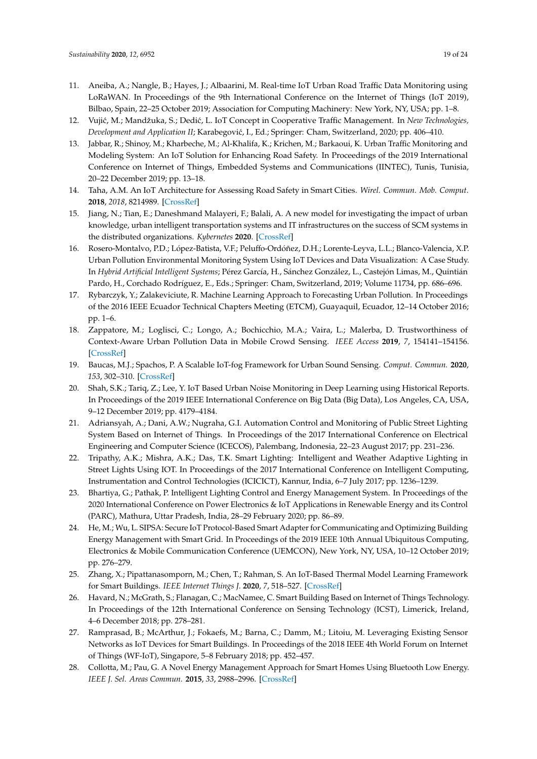11. Aneiba, A.; Nangle, B.; Hayes, J.; Albaarini, M. Real-time IoT Urban Road Traffic Data Monitoring using LoRaWAN. In Proceedings of the 9th International Conference on the Internet of Things (IoT 2019), Bilbao, Spain, 22–25 October 2019; Association for Computing Machinery: New York, NY, USA; pp. 1–8.
12. Vujić, M.; Mandžuka, S.; Dedić, L. IoT Concept in Cooperative Traffic Management. In *New Technologies, Development and Application II*; Karabegović, I., Ed.; Springer: Cham, Switzerland, 2020; pp. 406–410.
13. Jabbar, R.; Shinoy, M.; Kharbeche, M.; Al-Khalifa, K.; Krichen, M.; Barkaoui, K. Urban Traffic Monitoring and Modeling System: An IoT Solution for Enhancing Road Safety. In Proceedings of the 2019 International Conference on Internet of Things, Embedded Systems and Communications (IINTEC), Tunis, Tunisia, 20–22 December 2019; pp. 13–18.
14. Taha, A.M. An IoT Architecture for Assessing Road Safety in Smart Cities. *Wirel. Commun. Mob. Comput.* **2018**, *2018*, 8214989. [CrossRef]
15. Jiang, N.; Tian, E.; Daneshmand Malayeri, F.; Balali, A. A new model for investigating the impact of urban knowledge, urban intelligent transportation systems and IT infrastructures on the success of SCM systems in the distributed organizations. *Kybernetes* **2020**. [CrossRef]
16. Rosero-Montalvo, P.D.; López-Batista, V.F.; Peluffo-Ordóñez, D.H.; Lorente-Leyva, L.L.; Blanco-Valencia, X.P. Urban Pollution Environmental Monitoring System Using IoT Devices and Data Visualization: A Case Study. In *Hybrid Artificial Intelligent Systems*; Pérez García, H., Sánchez González, L., Castejón Limas, M., Quintián Pardo, H., Corchado Rodríguez, E., Eds.; Springer: Cham, Switzerland, 2019; Volume 11734, pp. 686–696.
17. Rybarczyk, Y.; Zalakeviciute, R. Machine Learning Approach to Forecasting Urban Pollution. In Proceedings of the 2016 IEEE Ecuador Technical Chapters Meeting (ETCM), Guayaquil, Ecuador, 12–14 October 2016; pp. 1–6.
18. Zappatore, M.; Loglisci, C.; Longo, A.; Bochicchio, M.A.; Vaira, L.; Malerba, D. Trustworthiness of Context-Aware Urban Pollution Data in Mobile Crowd Sensing. *IEEE Access* **2019**, *7*, 154141–154156. [CrossRef]
19. Baucas, M.J.; Spachos, P. A Scalable IoT-fog Framework for Urban Sound Sensing. *Comput. Commun.* **2020**, *153*, 302–310. [CrossRef]
20. Shah, S.K.; Tariq, Z.; Lee, Y. IoT Based Urban Noise Monitoring in Deep Learning using Historical Reports. In Proceedings of the 2019 IEEE International Conference on Big Data (Big Data), Los Angeles, CA, USA, 9–12 December 2019; pp. 4179–4184.
21. Adriansyah, A.; Dani, A.W.; Nugraha, G.I. Automation Control and Monitoring of Public Street Lighting System Based on Internet of Things. In Proceedings of the 2017 International Conference on Electrical Engineering and Computer Science (ICECOS), Palembang, Indonesia, 22–23 August 2017; pp. 231–236.
22. Tripathy, A.K.; Mishra, A.K.; Das, T.K. Smart Lighting: Intelligent and Weather Adaptive Lighting in Street Lights Using IOT. In Proceedings of the 2017 International Conference on Intelligent Computing, Instrumentation and Control Technologies (ICICICT), Kannur, India, 6–7 July 2017; pp. 1236–1239.
23. Bhartiya, G.; Pathak, P. Intelligent Lighting Control and Energy Management System. In Proceedings of the 2020 International Conference on Power Electronics & IoT Applications in Renewable Energy and its Control (PARC), Mathura, Uttar Pradesh, India, 28–29 February 2020; pp. 86–89.
24. He, M.; Wu, L. SIPSA: Secure IoT Protocol-Based Smart Adapter for Communicating and Optimizing Building Energy Management with Smart Grid. In Proceedings of the 2019 IEEE 10th Annual Ubiquitous Computing, Electronics & Mobile Communication Conference (UEMCON), New York, NY, USA, 10–12 October 2019; pp. 276–279.
25. Zhang, X.; Pipattanasomporn, M.; Chen, T.; Rahman, S. An IoT-Based Thermal Model Learning Framework for Smart Buildings. *IEEE Internet Things J.* **2020**, *7*, 518–527. [CrossRef]
26. Havard, N.; McGrath, S.; Flanagan, C.; MacNamee, C. Smart Building Based on Internet of Things Technology. In Proceedings of the 12th International Conference on Sensing Technology (ICST), Limerick, Ireland, 4–6 December 2018; pp. 278–281.
27. Ramprasad, B.; McArthur, J.; Fokaefs, M.; Barna, C.; Damm, M.; Litoiu, M. Leveraging Existing Sensor Networks as IoT Devices for Smart Buildings. In Proceedings of the 2018 IEEE 4th World Forum on Internet of Things (WF-IoT), Singapore, 5–8 February 2018; pp. 452–457.
28. Collotta, M.; Pau, G. A Novel Energy Management Approach for Smart Homes Using Bluetooth Low Energy. *IEEE J. Sel. Areas Commun.* **2015**, *33*, 2988–2996. [CrossRef]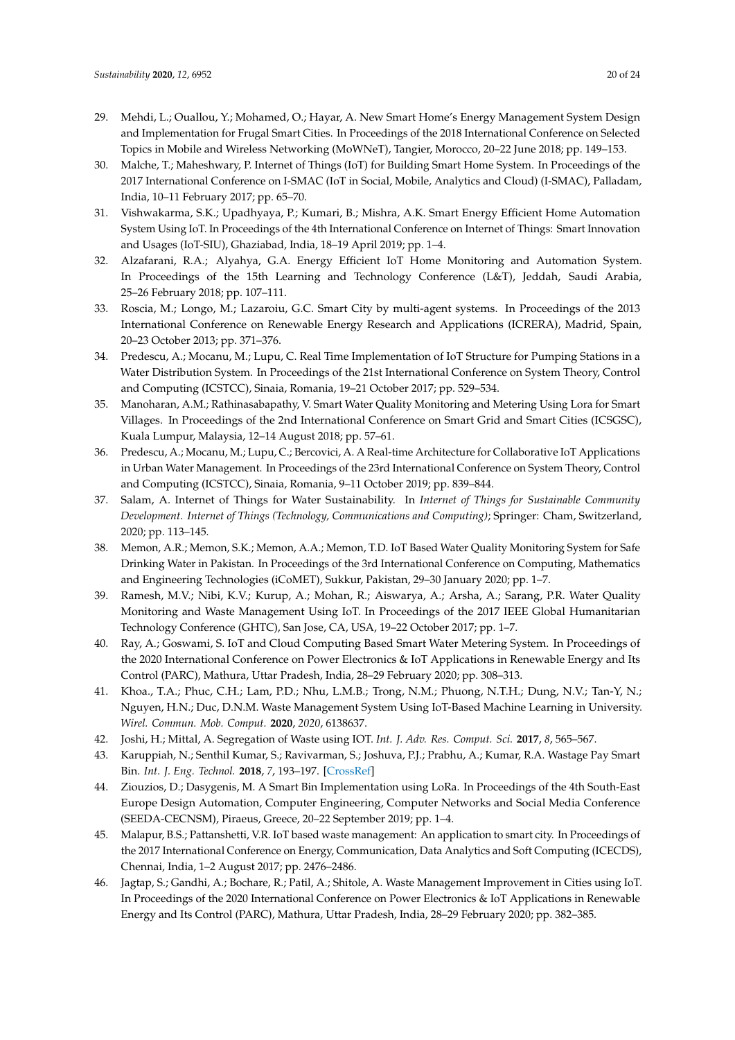29. Mehdi, L.; Ouallou, Y.; Mohamed, O.; Hayar, A. New Smart Home's Energy Management System Design and Implementation for Frugal Smart Cities. In Proceedings of the 2018 International Conference on Selected Topics in Mobile and Wireless Networking (MoWNeT), Tangier, Morocco, 20–22 June 2018; pp. 149–153.
30. Malche, T.; Maheshwary, P. Internet of Things (IoT) for Building Smart Home System. In Proceedings of the 2017 International Conference on I-SMAC (IoT in Social, Mobile, Analytics and Cloud) (I-SMAC), Palladam, India, 10–11 February 2017; pp. 65–70.
31. Vishwakarma, S.K.; Upadhyaya, P.; Kumari, B.; Mishra, A.K. Smart Energy Efficient Home Automation System Using IoT. In Proceedings of the 4th International Conference on Internet of Things: Smart Innovation and Usages (IoT-SIU), Ghaziabad, India, 18–19 April 2019; pp. 1–4.
32. Alzafarani, R.A.; Alyahya, G.A. Energy Efficient IoT Home Monitoring and Automation System. In Proceedings of the 15th Learning and Technology Conference (L&T), Jeddah, Saudi Arabia, 25–26 February 2018; pp. 107–111.
33. Roscia, M.; Longo, M.; Lazaroiu, G.C. Smart City by multi-agent systems. In Proceedings of the 2013 International Conference on Renewable Energy Research and Applications (ICRERA), Madrid, Spain, 20–23 October 2013; pp. 371–376.
34. Predescu, A.; Mocanu, M.; Lupu, C. Real Time Implementation of IoT Structure for Pumping Stations in a Water Distribution System. In Proceedings of the 21st International Conference on System Theory, Control and Computing (ICSTCC), Sinaia, Romania, 19–21 October 2017; pp. 529–534.
35. Manoharan, A.M.; Rathinasabapathy, V. Smart Water Quality Monitoring and Metering Using Lora for Smart Villages. In Proceedings of the 2nd International Conference on Smart Grid and Smart Cities (ICSGSC), Kuala Lumpur, Malaysia, 12–14 August 2018; pp. 57–61.
36. Predescu, A.; Mocanu, M.; Lupu, C.; Bercovici, A. A Real-time Architecture for Collaborative IoT Applications in Urban Water Management. In Proceedings of the 23rd International Conference on System Theory, Control and Computing (ICSTCC), Sinaia, Romania, 9–11 October 2019; pp. 839–844.
37. Salam, A. Internet of Things for Water Sustainability. In *Internet of Things for Sustainable Community Development. Internet of Things (Technology, Communications and Computing)*; Springer: Cham, Switzerland, 2020; pp. 113–145.
38. Memon, A.R.; Memon, S.K.; Memon, A.A.; Memon, T.D. IoT Based Water Quality Monitoring System for Safe Drinking Water in Pakistan. In Proceedings of the 3rd International Conference on Computing, Mathematics and Engineering Technologies (iCoMET), Sukkur, Pakistan, 29–30 January 2020; pp. 1–7.
39. Ramesh, M.V.; Nibi, K.V.; Kurup, A.; Mohan, R.; Aiswarya, A.; Arsha, A.; Sarang, P.R. Water Quality Monitoring and Waste Management Using IoT. In Proceedings of the 2017 IEEE Global Humanitarian Technology Conference (GHTC), San Jose, CA, USA, 19–22 October 2017; pp. 1–7.
40. Ray, A.; Goswami, S. IoT and Cloud Computing Based Smart Water Metering System. In Proceedings of the 2020 International Conference on Power Electronics & IoT Applications in Renewable Energy and Its Control (PARC), Mathura, Uttar Pradesh, India, 28–29 February 2020; pp. 308–313.
41. Khoa., T.A.; Phuc, C.H.; Lam, P.D.; Nhu, L.M.B.; Trong, N.M.; Phuong, N.T.H.; Dung, N.V.; Tan-Y, N.; Nguyen, H.N.; Duc, D.N.M. Waste Management System Using IoT-Based Machine Learning in University. *Wirel. Commun. Mob. Comput.* **2020**, *2020*, 6138637.
42. Joshi, H.; Mittal, A. Segregation of Waste using IOT. *Int. J. Adv. Res. Comput. Sci.* **2017**, *8*, 565–567.
43. Karuppiah, N.; Senthil Kumar, S.; Ravivarman, S.; Joshuva, P.J.; Prabhu, A.; Kumar, R.A. Wastage Pay Smart Bin. *Int. J. Eng. Technol.* **2018**, *7*, 193–197. [CrossRef]
44. Ziouzios, D.; Dasygenis, M. A Smart Bin Implementation using LoRa. In Proceedings of the 4th South-East Europe Design Automation, Computer Engineering, Computer Networks and Social Media Conference (SEEDA-CECNSM), Piraeus, Greece, 20–22 September 2019; pp. 1–4.
45. Malapur, B.S.; Pattanshetti, V.R. IoT based waste management: An application to smart city. In Proceedings of the 2017 International Conference on Energy, Communication, Data Analytics and Soft Computing (ICECDS), Chennai, India, 1–2 August 2017; pp. 2476–2486.
46. Jagtap, S.; Gandhi, A.; Bochare, R.; Patil, A.; Shitole, A. Waste Management Improvement in Cities using IoT. In Proceedings of the 2020 International Conference on Power Electronics & IoT Applications in Renewable Energy and Its Control (PARC), Mathura, Uttar Pradesh, India, 28–29 February 2020; pp. 382–385.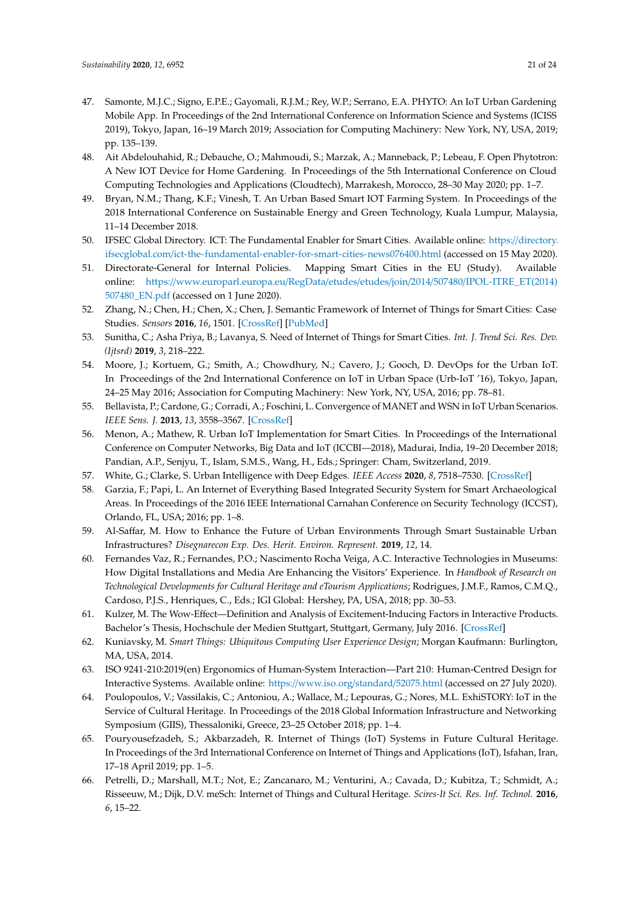47. Samonte, M.J.C.; Signo, E.P.E.; Gayomali, R.J.M.; Rey, W.P.; Serrano, E.A. PHYTO: An IoT Urban Gardening Mobile App. In Proceedings of the 2nd International Conference on Information Science and Systems (ICISS 2019), Tokyo, Japan, 16–19 March 2019; Association for Computing Machinery: New York, NY, USA, 2019; pp. 135–139.
48. Ait Abdelouhahid, R.; Debauche, O.; Mahmoudi, S.; Marzak, A.; Manneback, P.; Lebeau, F. Open Phytotron: A New IOT Device for Home Gardening. In Proceedings of the 5th International Conference on Cloud Computing Technologies and Applications (Cloudtech), Marrakesh, Morocco, 28–30 May 2020; pp. 1–7.
49. Bryan, N.M.; Thang, K.F.; Vinesh, T. An Urban Based Smart IOT Farming System. In Proceedings of the 2018 International Conference on Sustainable Energy and Green Technology, Kuala Lumpur, Malaysia, 11–14 December 2018.
50. IFSEC Global Directory. ICT: The Fundamental Enabler for Smart Cities. Available online: https://directory.ifsecglobal.com/ict-the-fundamental-enabler-for-smart-cities-news076400.html (accessed on 15 May 2020).
51. Directorate-General for Internal Policies. Mapping Smart Cities in the EU (Study). Available online: https://www.europarl.europa.eu/RegData/etudes/etudes/join/2014/507480/IPOL-ITRE_ET(2014)507480_EN.pdf (accessed on 1 June 2020).
52. Zhang, N.; Chen, H.; Chen, X.; Chen, J. Semantic Framework of Internet of Things for Smart Cities: Case Studies. *Sensors* **2016**, *16*, 1501. [CrossRef] [PubMed]
53. Sunitha, C.; Asha Priya, B.; Lavanya, S. Need of Internet of Things for Smart Cities. *Int. J. Trend Sci. Res. Dev. (Ijtsrd)* **2019**, *3*, 218–222.
54. Moore, J.; Kortuem, G.; Smith, A.; Chowdhury, N.; Cavero, J.; Gooch, D. DevOps for the Urban IoT. In Proceedings of the 2nd International Conference on IoT in Urban Space (Urb-IoT '16), Tokyo, Japan, 24–25 May 2016; Association for Computing Machinery: New York, NY, USA, 2016; pp. 78–81.
55. Bellavista, P.; Cardone, G.; Corradi, A.; Foschini, L. Convergence of MANET and WSN in IoT Urban Scenarios. *IEEE Sens. J.* **2013**, *13*, 3558–3567. [CrossRef]
56. Menon, A.; Mathew, R. Urban IoT Implementation for Smart Cities. In Proceedings of the International Conference on Computer Networks, Big Data and IoT (ICCBI—2018), Madurai, India, 19–20 December 2018; Pandian, A.P., Senjyu, T., Islam, S.M.S., Wang, H., Eds.; Springer: Cham, Switzerland, 2019.
57. White, G.; Clarke, S. Urban Intelligence with Deep Edges. *IEEE Access* **2020**, *8*, 7518–7530. [CrossRef]
58. Garzia, F.; Papi, L. An Internet of Everything Based Integrated Security System for Smart Archaeological Areas. In Proceedings of the 2016 IEEE International Carnahan Conference on Security Technology (ICCST), Orlando, FL, USA; 2016; pp. 1–8.
59. Al-Saffar, M. How to Enhance the Future of Urban Environments Through Smart Sustainable Urban Infrastructures? *Disegnarecon Exp. Des. Herit. Environ. Represent.* **2019**, *12*, 14.
60. Fernandes Vaz, R.; Fernandes, P.O.; Nascimento Rocha Veiga, A.C. Interactive Technologies in Museums: How Digital Installations and Media Are Enhancing the Visitors' Experience. In *Handbook of Research on Technological Developments for Cultural Heritage and eTourism Applications*; Rodrigues, J.M.F., Ramos, C.M.Q., Cardoso, P.J.S., Henriques, C., Eds.; IGI Global: Hershey, PA, USA, 2018; pp. 30–53.
61. Kulzer, M. The Wow-Effect—Definition and Analysis of Excitement-Inducing Factors in Interactive Products. Bachelor's Thesis, Hochschule der Medien Stuttgart, Stuttgart, Germany, July 2016. [CrossRef]
62. Kuniavsky, M. *Smart Things: Ubiquitous Computing User Experience Design*; Morgan Kaufmann: Burlington, MA, USA, 2014.
63. ISO 9241-210:2019(en) Ergonomics of Human-System Interaction—Part 210: Human-Centred Design for Interactive Systems. Available online: https://www.iso.org/standard/52075.html (accessed on 27 July 2020).
64. Poulopoulos, V.; Vassilakis, C.; Antoniou, A.; Wallace, M.; Lepouras, G.; Nores, M.L. ExhiSTORY: IoT in the Service of Cultural Heritage. In Proceedings of the 2018 Global Information Infrastructure and Networking Symposium (GIIS), Thessaloniki, Greece, 23–25 October 2018; pp. 1–4.
65. Pouryousefzadeh, S.; Akbarzadeh, R. Internet of Things (IoT) Systems in Future Cultural Heritage. In Proceedings of the 3rd International Conference on Internet of Things and Applications (IoT), Isfahan, Iran, 17–18 April 2019; pp. 1–5.
66. Petrelli, D.; Marshall, M.T.; Not, E.; Zancanaro, M.; Venturini, A.; Cavada, D.; Kubitza, T.; Schmidt, A.; Risseeuw, M.; Dijk, D.V. meSch: Internet of Things and Cultural Heritage. *Scires-It Sci. Res. Inf. Technol.* **2016**, *6*, 15–22.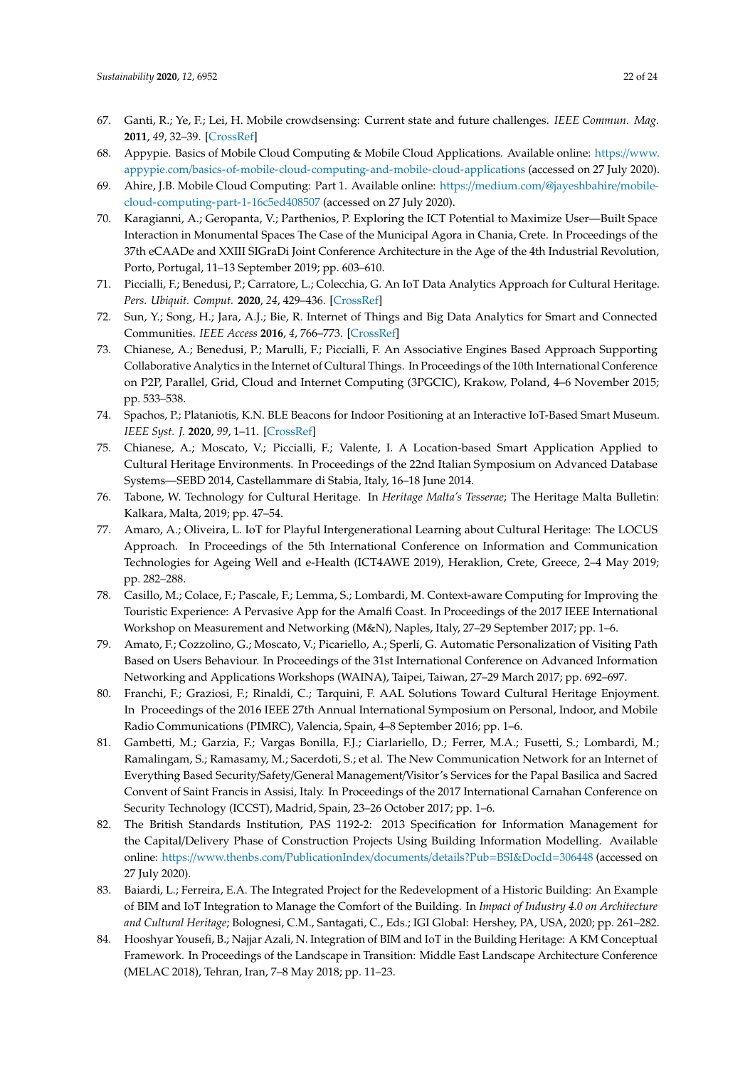67. Ganti, R.; Ye, F.; Lei, H. Mobile crowdsensing: Current state and future challenges. *IEEE Commun. Mag.* **2011**, *49*, 32–39. [CrossRef]
68. Appypie. Basics of Mobile Cloud Computing & Mobile Cloud Applications. Available online: https://www.appypie.com/basics-of-mobile-cloud-computing-and-mobile-cloud-applications (accessed on 27 July 2020).
69. Ahire, J.B. Mobile Cloud Computing: Part 1. Available online: https://medium.com/@jayeshbahire/mobile-cloud-computing-part-1-16c5ed408507 (accessed on 27 July 2020).
70. Karagianni, A.; Geropanta, V.; Parthenios, P. Exploring the ICT Potential to Maximize User—Built Space Interaction in Monumental Spaces The Case of the Municipal Agora in Chania, Crete. In Proceedings of the 37th eCAADe and XXIII SIGraDi Joint Conference Architecture in the Age of the 4th Industrial Revolution, Porto, Portugal, 11–13 September 2019; pp. 603–610.
71. Piccialli, F.; Benedusi, P.; Carratore, L.; Colecchia, G. An IoT Data Analytics Approach for Cultural Heritage. *Pers. Ubiquit. Comput.* **2020**, *24*, 429–436. [CrossRef]
72. Sun, Y.; Song, H.; Jara, A.J.; Bie, R. Internet of Things and Big Data Analytics for Smart and Connected Communities. *IEEE Access* **2016**, *4*, 766–773. [CrossRef]
73. Chianese, A.; Benedusi, P.; Marulli, F.; Piccialli, F. An Associative Engines Based Approach Supporting Collaborative Analytics in the Internet of Cultural Things. In Proceedings of the 10th International Conference on P2P, Parallel, Grid, Cloud and Internet Computing (3PGCIC), Krakow, Poland, 4–6 November 2015; pp. 533–538.
74. Spachos, P.; Plataniotis, K.N. BLE Beacons for Indoor Positioning at an Interactive IoT-Based Smart Museum. *IEEE Syst. J.* **2020**, *99*, 1–11. [CrossRef]
75. Chianese, A.; Moscato, V.; Piccialli, F.; Valente, I. A Location-based Smart Application Applied to Cultural Heritage Environments. In Proceedings of the 22nd Italian Symposium on Advanced Database Systems—SEBD 2014, Castellammare di Stabia, Italy, 16–18 June 2014.
76. Tabone, W. Technology for Cultural Heritage. In *Heritage Malta's Tesserae*; The Heritage Malta Bulletin: Kalkara, Malta, 2019; pp. 47–54.
77. Amaro, A.; Oliveira, L. IoT for Playful Intergenerational Learning about Cultural Heritage: The LOCUS Approach. In Proceedings of the 5th International Conference on Information and Communication Technologies for Ageing Well and e-Health (ICT4AWE 2019), Heraklion, Crete, Greece, 2–4 May 2019; pp. 282–288.
78. Casillo, M.; Colace, F.; Pascale, F.; Lemma, S.; Lombardi, M. Context-aware Computing for Improving the Touristic Experience: A Pervasive App for the Amalfi Coast. In Proceedings of the 2017 IEEE International Workshop on Measurement and Networking (M&N), Naples, Italy, 27–29 September 2017; pp. 1–6.
79. Amato, F.; Cozzolino, G.; Moscato, V.; Picariello, A.; Sperlí, G. Automatic Personalization of Visiting Path Based on Users Behaviour. In Proceedings of the 31st International Conference on Advanced Information Networking and Applications Workshops (WAINA), Taipei, Taiwan, 27–29 March 2017; pp. 692–697.
80. Franchi, F.; Graziosi, F.; Rinaldi, C.; Tarquini, F. AAL Solutions Toward Cultural Heritage Enjoyment. In Proceedings of the 2016 IEEE 27th Annual International Symposium on Personal, Indoor, and Mobile Radio Communications (PIMRC), Valencia, Spain, 4–8 September 2016; pp. 1–6.
81. Gambetti, M.; Garzia, F.; Vargas Bonilla, F.J.; Ciarlariello, D.; Ferrer, M.A.; Fusetti, S.; Lombardi, M.; Ramalingam, S.; Ramasamy, M.; Sacerdoti, S.; et al. The New Communication Network for an Internet of Everything Based Security/Safety/General Management/Visitor's Services for the Papal Basilica and Sacred Convent of Saint Francis in Assisi, Italy. In Proceedings of the 2017 International Carnahan Conference on Security Technology (ICCST), Madrid, Spain, 23–26 October 2017; pp. 1–6.
82. The British Standards Institution, PAS 1192-2: 2013 Specification for Information Management for the Capital/Delivery Phase of Construction Projects Using Building Information Modelling. Available online: https://www.thenbs.com/PublicationIndex/documents/details?Pub=BSI&DocId=306448 (accessed on 27 July 2020).
83. Baiardi, L.; Ferreira, E.A. The Integrated Project for the Redevelopment of a Historic Building: An Example of BIM and IoT Integration to Manage the Comfort of the Building. In *Impact of Industry 4.0 on Architecture and Cultural Heritage*; Bolognesi, C.M., Santagati, C., Eds.; IGI Global: Hershey, PA, USA, 2020; pp. 261–282.
84. Hooshyar Yousefi, B.; Najjar Azali, N. Integration of BIM and IoT in the Building Heritage: A KM Conceptual Framework. In Proceedings of the Landscape in Transition: Middle East Landscape Architecture Conference (MELAC 2018), Tehran, Iran, 7–8 May 2018; pp. 11–23.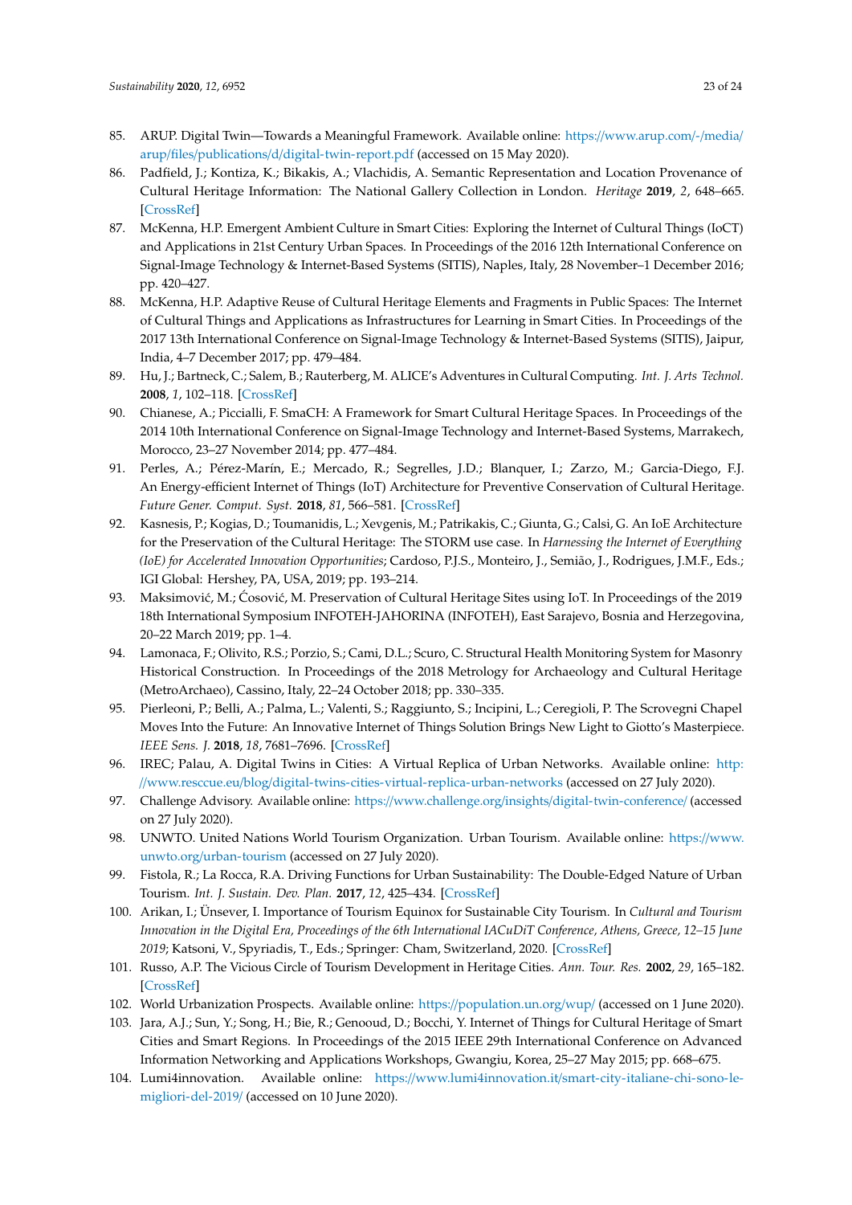85. ARUP. Digital Twin—Towards a Meaningful Framework. Available online: https://www.arup.com/-/media/arup/files/publications/d/digital-twin-report.pdf (accessed on 15 May 2020).
86. Padfield, J.; Kontiza, K.; Bikakis, A.; Vlachidis, A. Semantic Representation and Location Provenance of Cultural Heritage Information: The National Gallery Collection in London. *Heritage* **2019**, *2*, 648–665. [CrossRef]
87. McKenna, H.P. Emergent Ambient Culture in Smart Cities: Exploring the Internet of Cultural Things (IoCT) and Applications in 21st Century Urban Spaces. In Proceedings of the 2016 12th International Conference on Signal-Image Technology & Internet-Based Systems (SITIS), Naples, Italy, 28 November–1 December 2016; pp. 420–427.
88. McKenna, H.P. Adaptive Reuse of Cultural Heritage Elements and Fragments in Public Spaces: The Internet of Cultural Things and Applications as Infrastructures for Learning in Smart Cities. In Proceedings of the 2017 13th International Conference on Signal-Image Technology & Internet-Based Systems (SITIS), Jaipur, India, 4–7 December 2017; pp. 479–484.
89. Hu, J.; Bartneck, C.; Salem, B.; Rauterberg, M. ALICE's Adventures in Cultural Computing. *Int. J. Arts Technol.* **2008**, *1*, 102–118. [CrossRef]
90. Chianese, A.; Piccialli, F. SmaCH: A Framework for Smart Cultural Heritage Spaces. In Proceedings of the 2014 10th International Conference on Signal-Image Technology and Internet-Based Systems, Marrakech, Morocco, 23–27 November 2014; pp. 477–484.
91. Perles, A.; Pérez-Marín, E.; Mercado, R.; Segrelles, J.D.; Blanquer, I.; Zarzo, M.; Garcia-Diego, F.J. An Energy-efficient Internet of Things (IoT) Architecture for Preventive Conservation of Cultural Heritage. *Future Gener. Comput. Syst.* **2018**, *81*, 566–581. [CrossRef]
92. Kasnesis, P.; Kogias, D.; Toumanidis, L.; Xevgenis, M.; Patrikakis, C.; Giunta, G.; Calsi, G. An IoE Architecture for the Preservation of the Cultural Heritage: The STORM use case. In *Harnessing the Internet of Everything (IoE) for Accelerated Innovation Opportunities*; Cardoso, P.J.S., Monteiro, J., Semião, J., Rodrigues, J.M.F., Eds.; IGI Global: Hershey, PA, USA, 2019; pp. 193–214.
93. Maksimović, M.; Ćosović, M. Preservation of Cultural Heritage Sites using IoT. In Proceedings of the 2019 18th International Symposium INFOTEH-JAHORINA (INFOTEH), East Sarajevo, Bosnia and Herzegovina, 20–22 March 2019; pp. 1–4.
94. Lamonaca, F.; Olivito, R.S.; Porzio, S.; Cami, D.L.; Scuro, C. Structural Health Monitoring System for Masonry Historical Construction. In Proceedings of the 2018 Metrology for Archaeology and Cultural Heritage (MetroArchaeo), Cassino, Italy, 22–24 October 2018; pp. 330–335.
95. Pierleoni, P.; Belli, A.; Palma, L.; Valenti, S.; Raggiunto, S.; Incipini, L.; Ceregioli, P. The Scrovegni Chapel Moves Into the Future: An Innovative Internet of Things Solution Brings New Light to Giotto's Masterpiece. *IEEE Sens. J.* **2018**, *18*, 7681–7696. [CrossRef]
96. IREC; Palau, A. Digital Twins in Cities: A Virtual Replica of Urban Networks. Available online: http://www.resccue.eu/blog/digital-twins-cities-virtual-replica-urban-networks (accessed on 27 July 2020).
97. Challenge Advisory. Available online: https://www.challenge.org/insights/digital-twin-conference/ (accessed on 27 July 2020).
98. UNWTO. United Nations World Tourism Organization. Urban Tourism. Available online: https://www.unwto.org/urban-tourism (accessed on 27 July 2020).
99. Fistola, R.; La Rocca, R.A. Driving Functions for Urban Sustainability: The Double-Edged Nature of Urban Tourism. *Int. J. Sustain. Dev. Plan.* **2017**, *12*, 425–434. [CrossRef]
100. Arikan, I.; Ünsever, I. Importance of Tourism Equinox for Sustainable City Tourism. In *Cultural and Tourism Innovation in the Digital Era, Proceedings of the 6th International IACuDiT Conference, Athens, Greece, 12–15 June 2019*; Katsoni, V., Spyriadis, T., Eds.; Springer: Cham, Switzerland, 2020. [CrossRef]
101. Russo, A.P. The Vicious Circle of Tourism Development in Heritage Cities. *Ann. Tour. Res.* **2002**, *29*, 165–182. [CrossRef]
102. World Urbanization Prospects. Available online: https://population.un.org/wup/ (accessed on 1 June 2020).
103. Jara, A.J.; Sun, Y.; Song, H.; Bie, R.; Genoud, D.; Bocchi, Y. Internet of Things for Cultural Heritage of Smart Cities and Smart Regions. In Proceedings of the 2015 IEEE 29th International Conference on Advanced Information Networking and Applications Workshops, Gwangiu, Korea, 25–27 May 2015; pp. 668–675.
104. Lumi4innovation. Available online: https://www.lumi4innovation.it/smart-city-italiane-chi-sono-le-migliori-del-2019/ (accessed on 10 June 2020).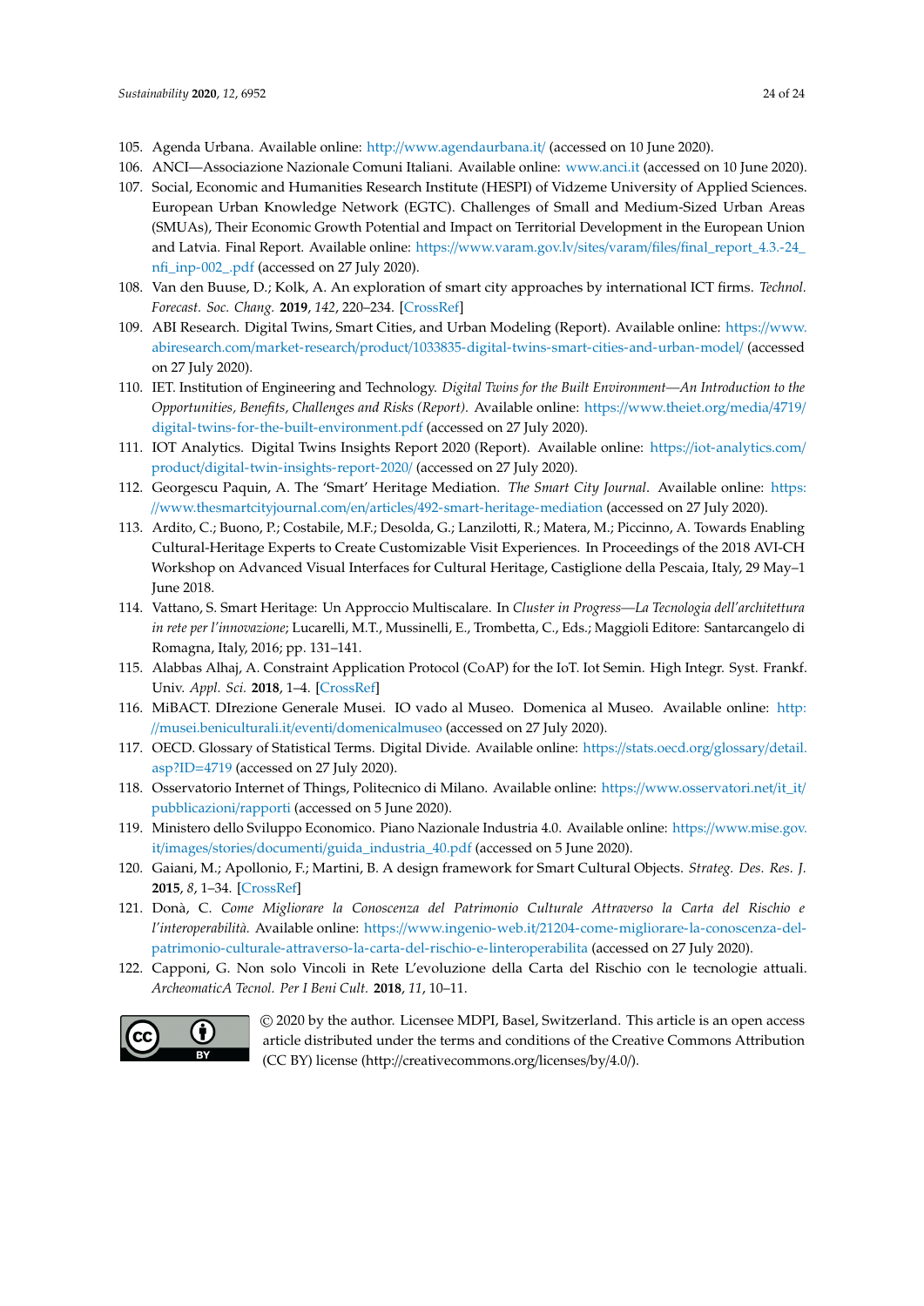105. Agenda Urbana. Available online: http://www.agendaurbana.it/ (accessed on 10 June 2020).
106. ANCI—Associazione Nazionale Comuni Italiani. Available online: www.anci.it (accessed on 10 June 2020).
107. Social, Economic and Humanities Research Institute (HESPI) of Vidzeme University of Applied Sciences. European Urban Knowledge Network (EGTC). Challenges of Small and Medium-Sized Urban Areas (SMUAs), Their Economic Growth Potential and Impact on Territorial Development in the European Union and Latvia. Final Report. Available online: https://www.varam.gov.lv/sites/varam/files/final_report_4.3.-24_nfi_inp-002_.pdf (accessed on 27 July 2020).
108. Van den Buuse, D.; Kolk, A. An exploration of smart city approaches by international ICT firms. *Technol. Forecast. Soc. Chang.* **2019**, *142*, 220–234. [CrossRef]
109. ABI Research. Digital Twins, Smart Cities, and Urban Modeling (Report). Available online: https://www.abiresearch.com/market-research/product/1033835-digital-twins-smart-cities-and-urban-model/ (accessed on 27 July 2020).
110. IET. Institution of Engineering and Technology. *Digital Twins for the Built Environment—An Introduction to the Opportunities, Benefits, Challenges and Risks (Report)*. Available online: https://www.theiet.org/media/4719/digital-twins-for-the-built-environment.pdf (accessed on 27 July 2020).
111. IOT Analytics. Digital Twins Insights Report 2020 (Report). Available online: https://iot-analytics.com/product/digital-twin-insights-report-2020/ (accessed on 27 July 2020).
112. Georgescu Paquin, A. The 'Smart' Heritage Mediation. *The Smart City Journal*. Available online: https://www.thesmartcityjournal.com/en/articles/492-smart-heritage-mediation (accessed on 27 July 2020).
113. Ardito, C.; Buono, P.; Costabile, M.F.; Desolda, G.; Lanzilotti, R.; Matera, M.; Piccinno, A. Towards Enabling Cultural-Heritage Experts to Create Customizable Visit Experiences. In Proceedings of the 2018 AVI-CH Workshop on Advanced Visual Interfaces for Cultural Heritage, Castiglione della Pescaia, Italy, 29 May–1 June 2018.
114. Vattano, S. Smart Heritage: Un Approccio Multiscalare. In *Cluster in Progress—La Tecnologia dell'architettura in rete per l'innovazione*; Lucarelli, M.T., Mussinelli, E., Trombetta, C., Eds.; Maggioli Editore: Santarcangelo di Romagna, Italy, 2016; pp. 131–141.
115. Alabbas Alhaj, A. Constraint Application Protocol (CoAP) for the IoT. Iot Semin. High Integr. Syst. Frankf. Univ. *Appl. Sci.* **2018**, 1–4. [CrossRef]
116. MiBACT. DIrezione Generale Musei. IO vado al Museo. Domenica al Museo. Available online: http://musei.beniculturali.it/eventi/domenicalmuseo (accessed on 27 July 2020).
117. OECD. Glossary of Statistical Terms. Digital Divide. Available online: https://stats.oecd.org/glossary/detail.asp?ID=4719 (accessed on 27 July 2020).
118. Osservatorio Internet of Things, Politecnico di Milano. Available online: https://www.osservatori.net/it_it/pubblicazioni/rapporti (accessed on 5 June 2020).
119. Ministero dello Sviluppo Economico. Piano Nazionale Industria 4.0. Available online: https://www.mise.gov.it/images/stories/documenti/guida_industria_40.pdf (accessed on 5 June 2020).
120. Gaiani, M.; Apollonio, F.; Martini, B. A design framework for Smart Cultural Objects. *Strateg. Des. Res. J.* **2015**, *8*, 1–34. [CrossRef]
121. Donà, C. *Come Migliorare la Conoscenza del Patrimonio Culturale Attraverso la Carta del Rischio e l'interoperabilità*. Available online: https://www.ingenio-web.it/21204-come-migliorare-la-conoscenza-del-patrimonio-culturale-attraverso-la-carta-del-rischio-e-linteroperabilita (accessed on 27 July 2020).
122. Capponi, G. Non solo Vincoli in Rete L'evoluzione della Carta del Rischio con le tecnologie attuali. *ArcheomaticA Tecnol. Per I Beni Cult.* **2018**, *11*, 10–11.

© 2020 by the author. Licensee MDPI, Basel, Switzerland. This article is an open access article distributed under the terms and conditions of the Creative Commons Attribution (CC BY) license (http://creativecommons.org/licenses/by/4.0/).